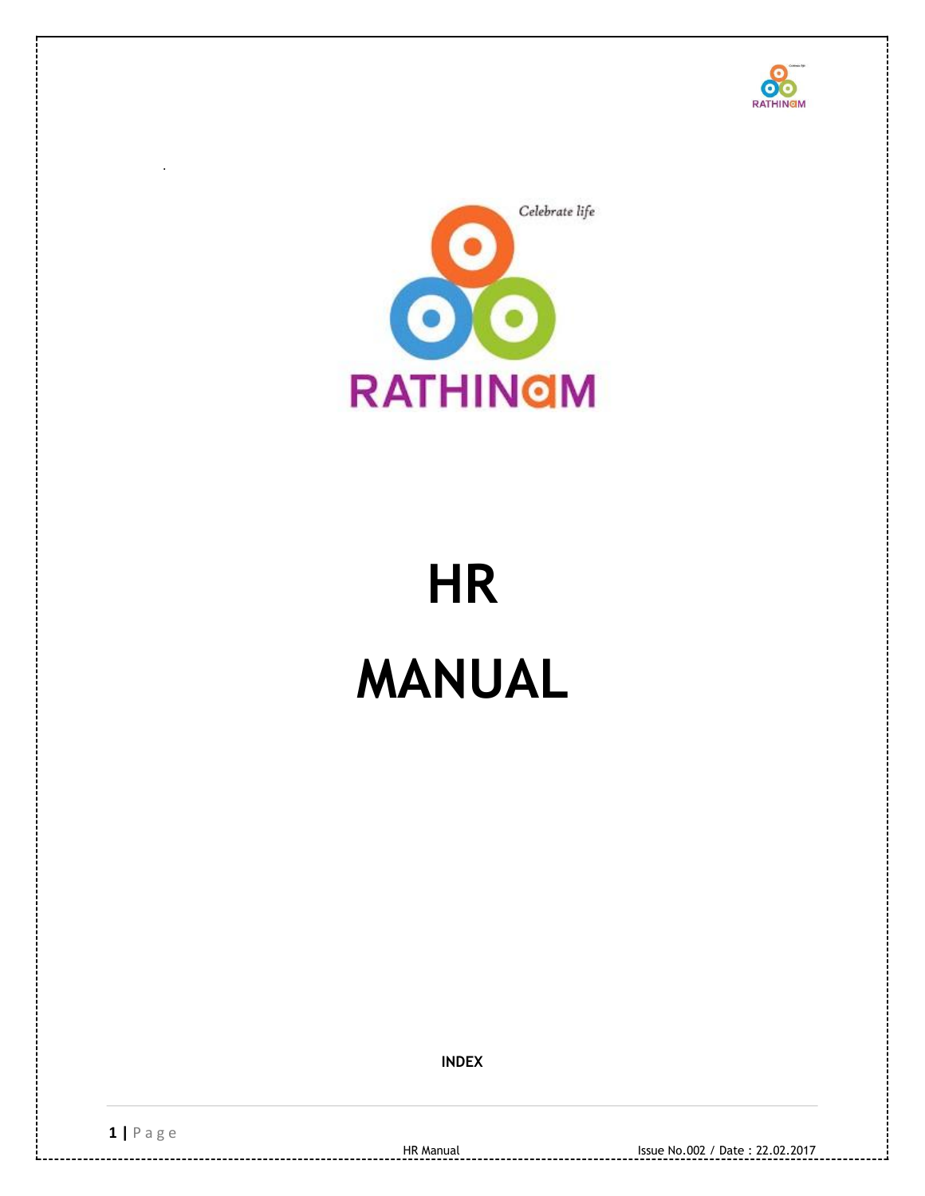# HR

# MANUAL

**INDEX**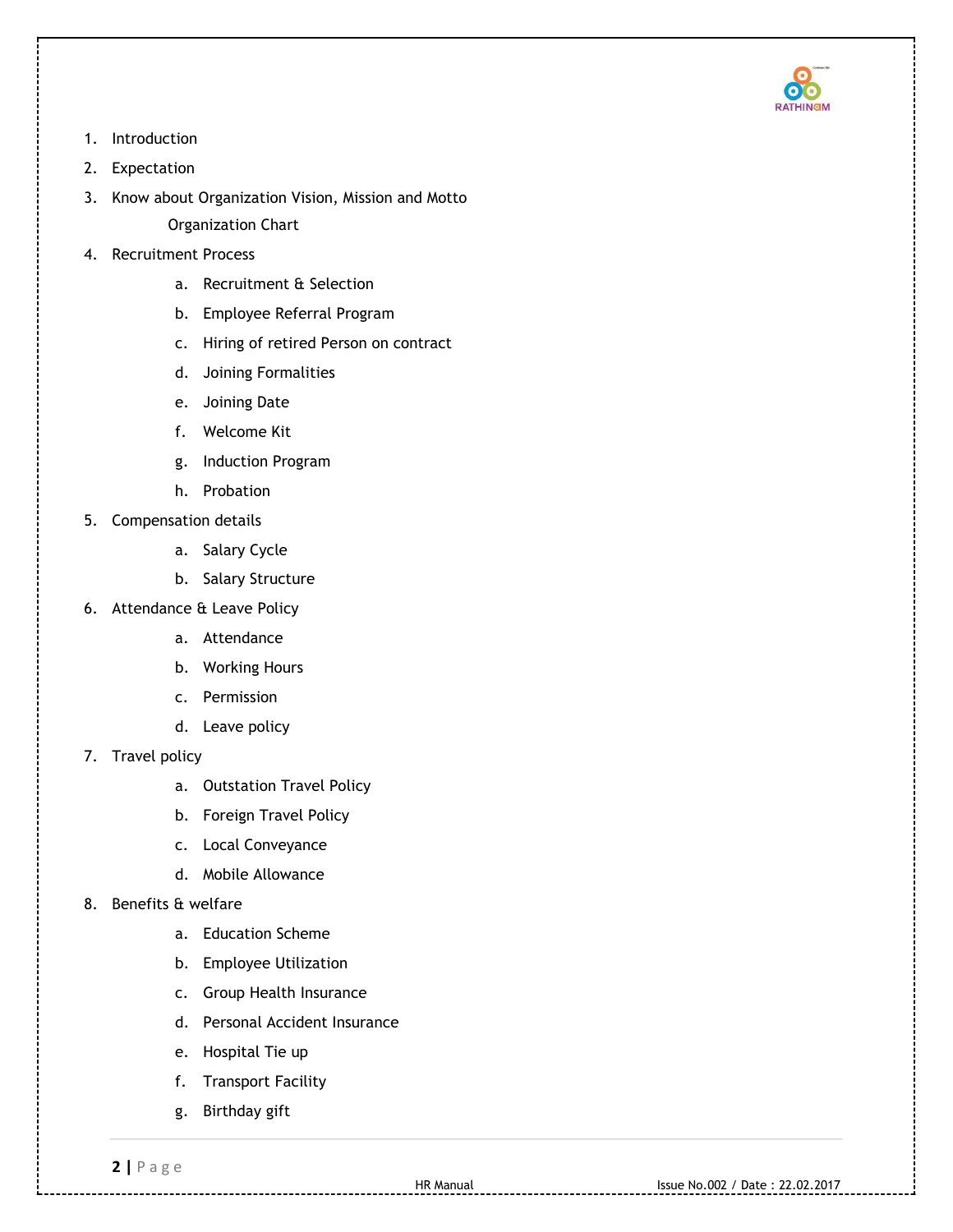1. Introduction
2. Expectation
3. Know about Organization Vision, Mission and Motto

   Organization Chart

4. Recruitment Process
   a. Recruitment & Selection
   b. Employee Referral Program
   c. Hiring of retired Person on contract
   d. Joining Formalities
   e. Joining Date
   f. Welcome Kit
   g. Induction Program
   h. Probation
5. Compensation details
   a. Salary Cycle
   b. Salary Structure
6. Attendance & Leave Policy
   a. Attendance
   b. Working Hours
   c. Permission
   d. Leave policy
7. Travel policy
   a. Outstation Travel Policy
   b. Foreign Travel Policy
   c. Local Conveyance
   d. Mobile Allowance
8. Benefits & welfare
   a. Education Scheme
   b. Employee Utilization
   c. Group Health Insurance
   d. Personal Accident Insurance
   e. Hospital Tie up
   f. Transport Facility
   g. Birthday gift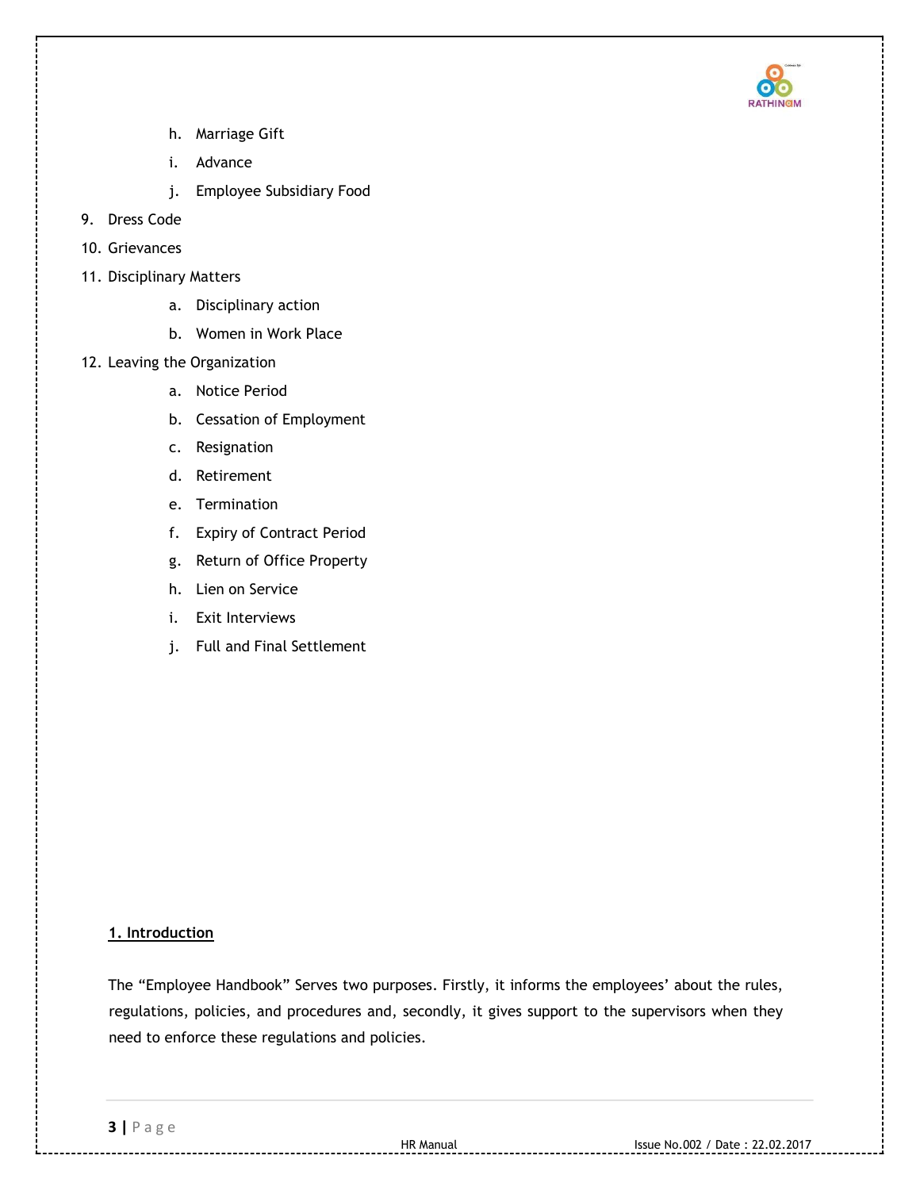h. Marriage Gift
   i. Advance
   j. Employee Subsidiary Food
9. Dress Code
10. Grievances
11. Disciplinary Matters
   a. Disciplinary action
   b. Women in Work Place
12. Leaving the Organization
   a. Notice Period
   b. Cessation of Employment
   c. Resignation
   d. Retirement
   e. Termination
   f. Expiry of Contract Period
   g. Return of Office Property
   h. Lien on Service
   i. Exit Interviews
   j. Full and Final Settlement

## 1. Introduction

The "Employee Handbook" Serves two purposes. Firstly, it informs the employees' about the rules, regulations, policies, and procedures and, secondly, it gives support to the supervisors when they need to enforce these regulations and policies.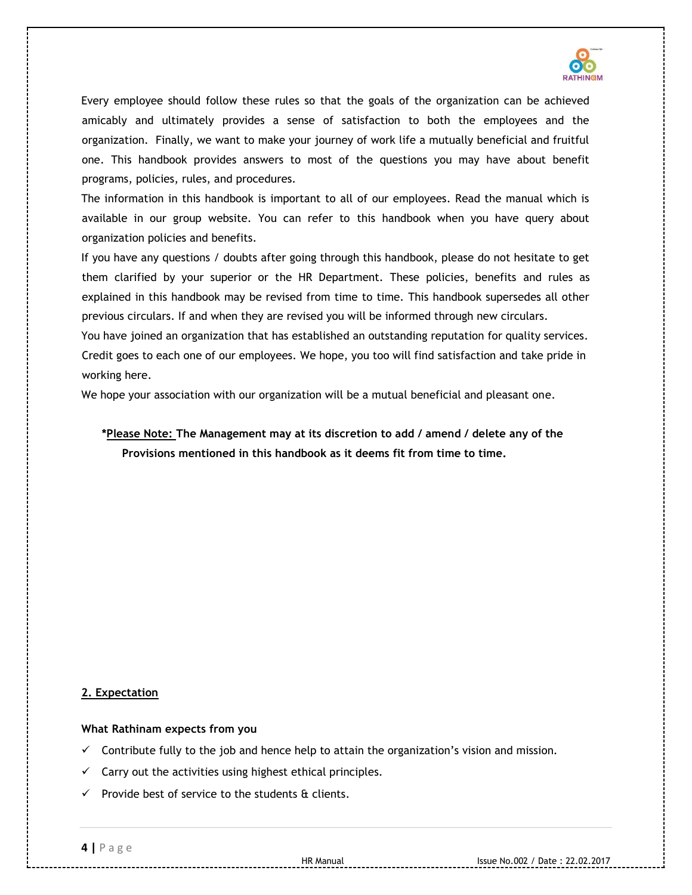Every employee should follow these rules so that the goals of the organization can be achieved amicably and ultimately provides a sense of satisfaction to both the employees and the organization. Finally, we want to make your journey of work life a mutually beneficial and fruitful one. This handbook provides answers to most of the questions you may have about benefit programs, policies, rules, and procedures.

The information in this handbook is important to all of our employees. Read the manual which is available in our group website. You can refer to this handbook when you have query about organization policies and benefits.

If you have any questions / doubts after going through this handbook, please do not hesitate to get them clarified by your superior or the HR Department. These policies, benefits and rules as explained in this handbook may be revised from time to time. This handbook supersedes all other previous circulars. If and when they are revised you will be informed through new circulars.

You have joined an organization that has established an outstanding reputation for quality services. Credit goes to each one of our employees. We hope, you too will find satisfaction and take pride in working here.

We hope your association with our organization will be a mutual beneficial and pleasant one.

***Please Note:** **The Management may at its discretion to add / amend / delete any of the Provisions mentioned in this handbook as it deems fit from time to time.**

## 2. Expectation

**What Rathinam expects from you**

- ✓ Contribute fully to the job and hence help to attain the organization's vision and mission.
- ✓ Carry out the activities using highest ethical principles.
- ✓ Provide best of service to the students & clients.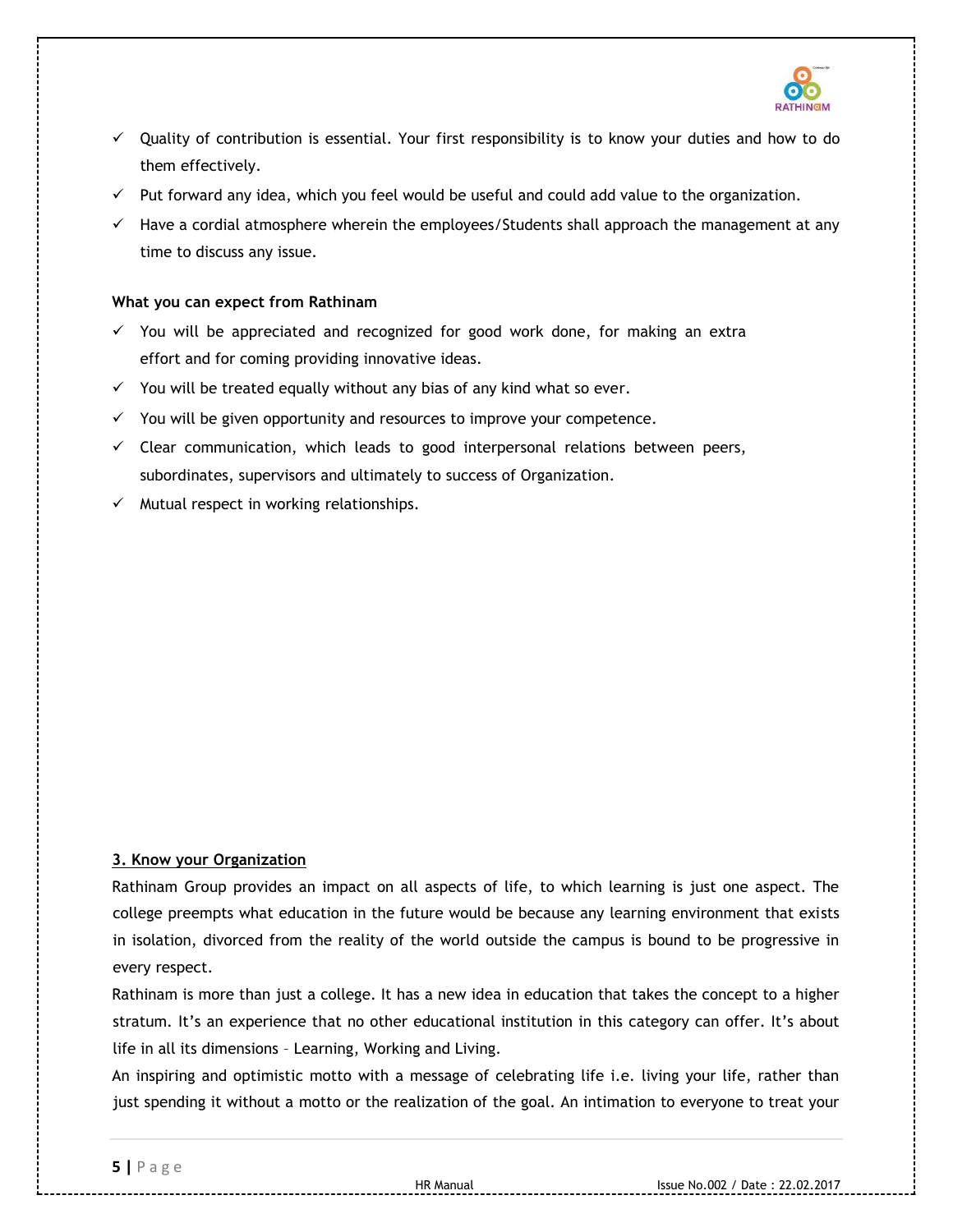- ✓ Quality of contribution is essential. Your first responsibility is to know your duties and how to do them effectively.
- ✓ Put forward any idea, which you feel would be useful and could add value to the organization.
- ✓ Have a cordial atmosphere wherein the employees/Students shall approach the management at any time to discuss any issue.

**What you can expect from Rathinam**

- ✓ You will be appreciated and recognized for good work done, for making an extra effort and for coming providing innovative ideas.
- ✓ You will be treated equally without any bias of any kind what so ever.
- ✓ You will be given opportunity and resources to improve your competence.
- ✓ Clear communication, which leads to good interpersonal relations between peers, subordinates, supervisors and ultimately to success of Organization.
- ✓ Mutual respect in working relationships.

## 3. Know your Organization

Rathinam Group provides an impact on all aspects of life, to which learning is just one aspect. The college preempts what education in the future would be because any learning environment that exists in isolation, divorced from the reality of the world outside the campus is bound to be progressive in every respect.

Rathinam is more than just a college. It has a new idea in education that takes the concept to a higher stratum. It's an experience that no other educational institution in this category can offer. It's about life in all its dimensions – Learning, Working and Living.

An inspiring and optimistic motto with a message of celebrating life i.e. living your life, rather than just spending it without a motto or the realization of the goal. An intimation to everyone to treat your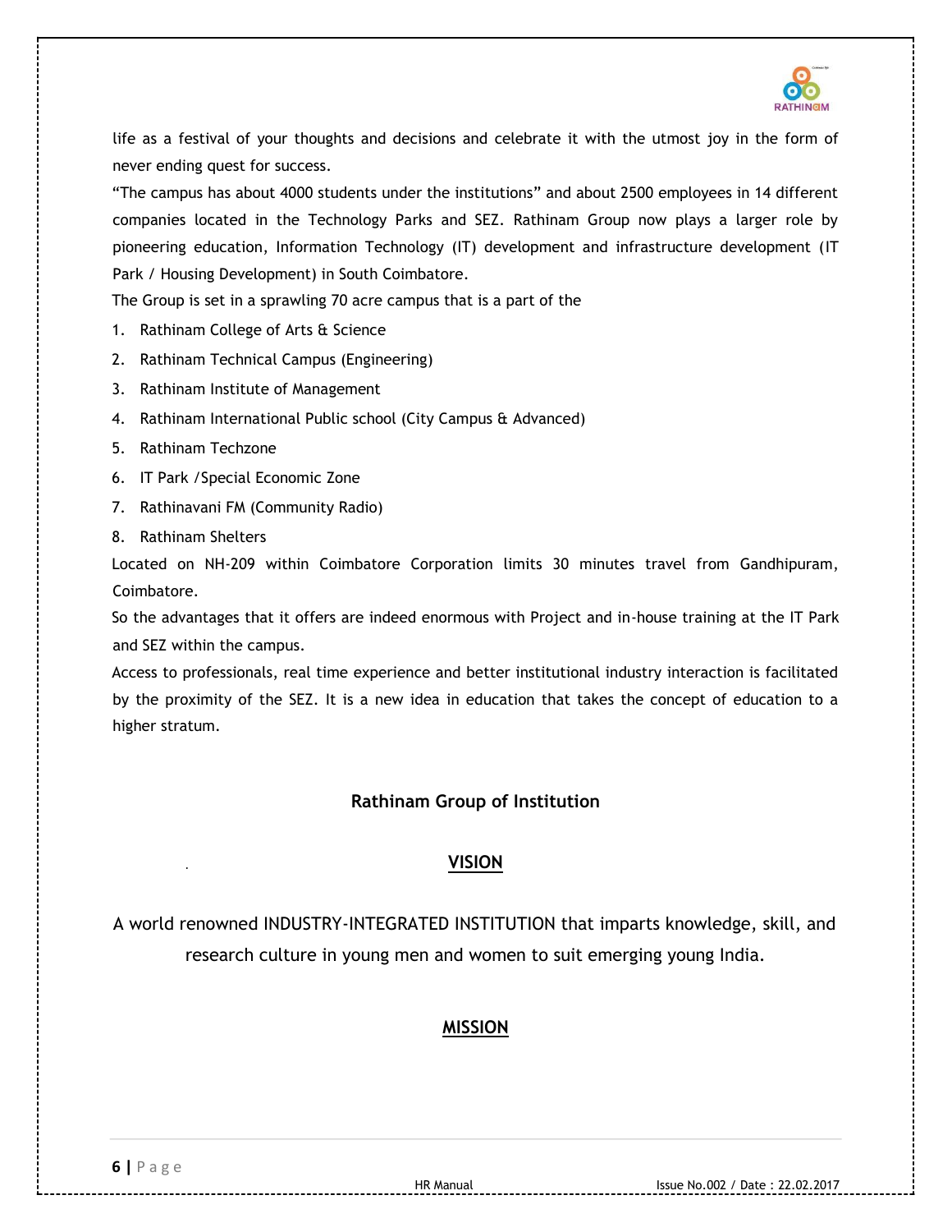life as a festival of your thoughts and decisions and celebrate it with the utmost joy in the form of never ending quest for success.

"The campus has about 4000 students under the institutions" and about 2500 employees in 14 different companies located in the Technology Parks and SEZ. Rathinam Group now plays a larger role by pioneering education, Information Technology (IT) development and infrastructure development (IT Park / Housing Development) in South Coimbatore.

The Group is set in a sprawling 70 acre campus that is a part of the

1. Rathinam College of Arts & Science
2. Rathinam Technical Campus (Engineering)
3. Rathinam Institute of Management
4. Rathinam International Public school (City Campus & Advanced)
5. Rathinam Techzone
6. IT Park /Special Economic Zone
7. Rathinavani FM (Community Radio)
8. Rathinam Shelters

Located on NH-209 within Coimbatore Corporation limits 30 minutes travel from Gandhipuram, Coimbatore.

So the advantages that it offers are indeed enormous with Project and in-house training at the IT Park and SEZ within the campus.

Access to professionals, real time experience and better institutional industry interaction is facilitated by the proximity of the SEZ. It is a new idea in education that takes the concept of education to a higher stratum.

## Rathinam Group of Institution

### VISION

A world renowned INDUSTRY-INTEGRATED INSTITUTION that imparts knowledge, skill, and research culture in young men and women to suit emerging young India.

### MISSION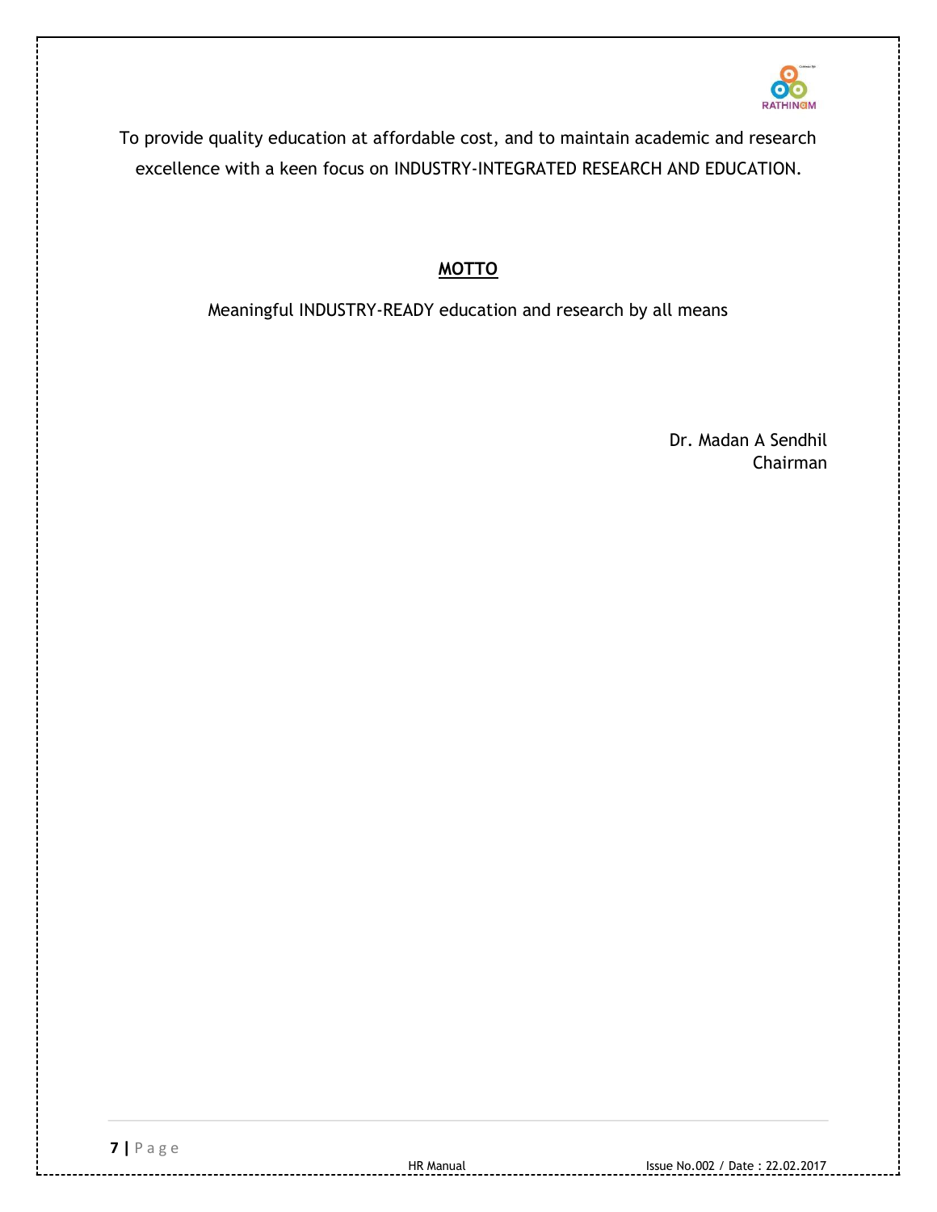To provide quality education at affordable cost, and to maintain academic and research excellence with a keen focus on INDUSTRY-INTEGRATED RESEARCH AND EDUCATION.

## MOTTO

Meaningful INDUSTRY-READY education and research by all means

Dr. Madan A Sendhil
Chairman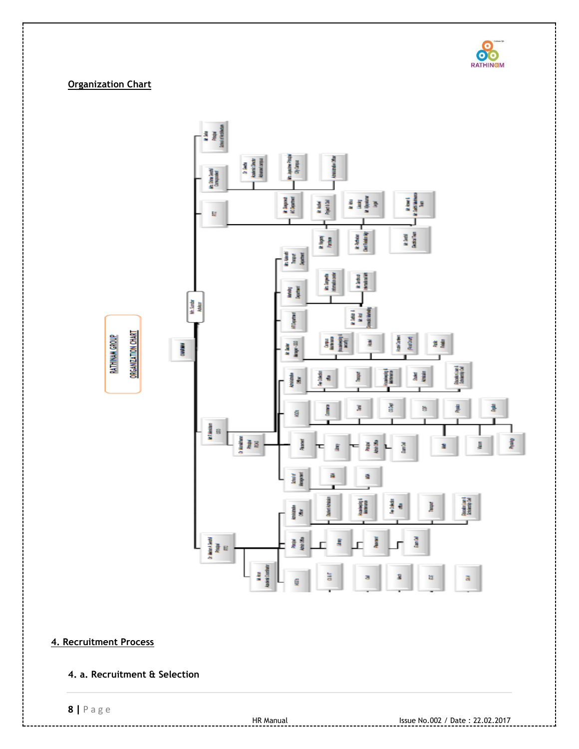## Organization Chart

RATHINAM GROUP

ORGANIZATION CHART

## 4. Recruitment Process

### 4. a. Recruitment & Selection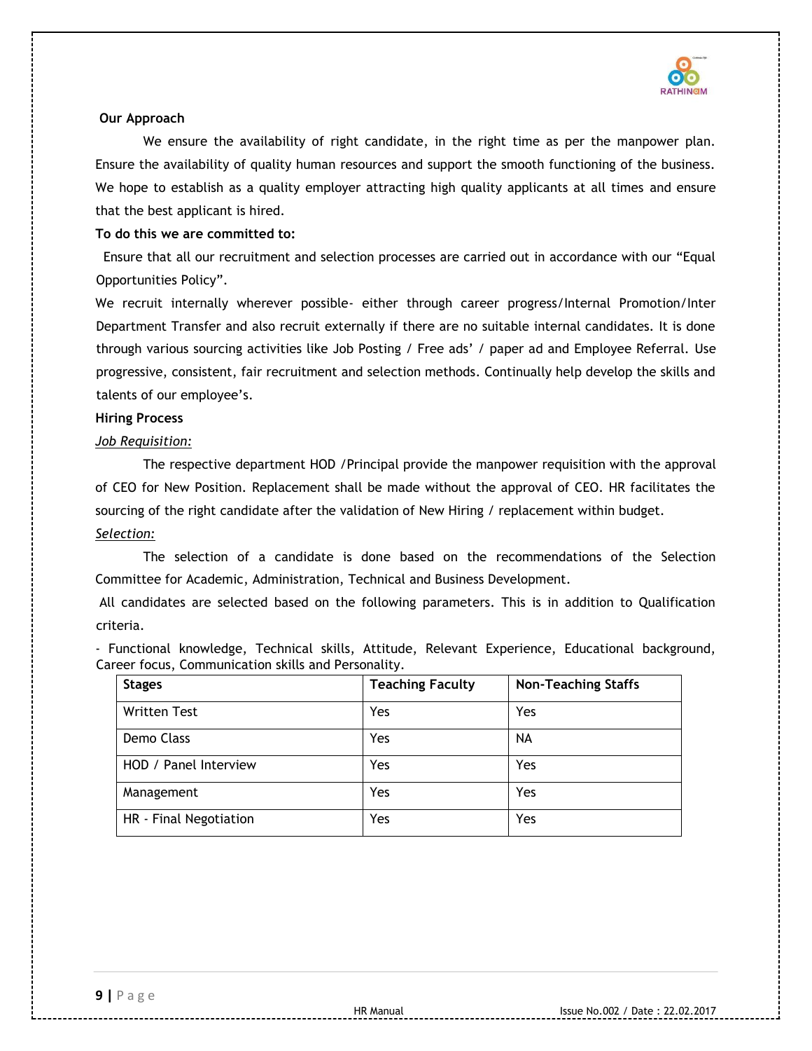**Our Approach**

We ensure the availability of right candidate, in the right time as per the manpower plan. Ensure the availability of quality human resources and support the smooth functioning of the business. We hope to establish as a quality employer attracting high quality applicants at all times and ensure that the best applicant is hired.

**To do this we are committed to:**

Ensure that all our recruitment and selection processes are carried out in accordance with our "Equal Opportunities Policy".

We recruit internally wherever possible- either through career progress/Internal Promotion/Inter Department Transfer and also recruit externally if there are no suitable internal candidates. It is done through various sourcing activities like Job Posting / Free ads' / paper ad and Employee Referral. Use progressive, consistent, fair recruitment and selection methods. Continually help develop the skills and talents of our employee's.

**Hiring Process**

*Job Requisition:*

The respective department HOD /Principal provide the manpower requisition with the approval of CEO for New Position. Replacement shall be made without the approval of CEO. HR facilitates the sourcing of the right candidate after the validation of New Hiring / replacement within budget.

*Selection:*

The selection of a candidate is done based on the recommendations of the Selection Committee for Academic, Administration, Technical and Business Development.

All candidates are selected based on the following parameters. This is in addition to Qualification criteria.

- Functional knowledge, Technical skills, Attitude, Relevant Experience, Educational background, Career focus, Communication skills and Personality.

| Stages | Teaching Faculty | Non-Teaching Staffs |
| --- | --- | --- |
| Written Test | Yes | Yes |
| Demo Class | Yes | NA |
| HOD / Panel Interview | Yes | Yes |
| Management | Yes | Yes |
| HR - Final Negotiation | Yes | Yes |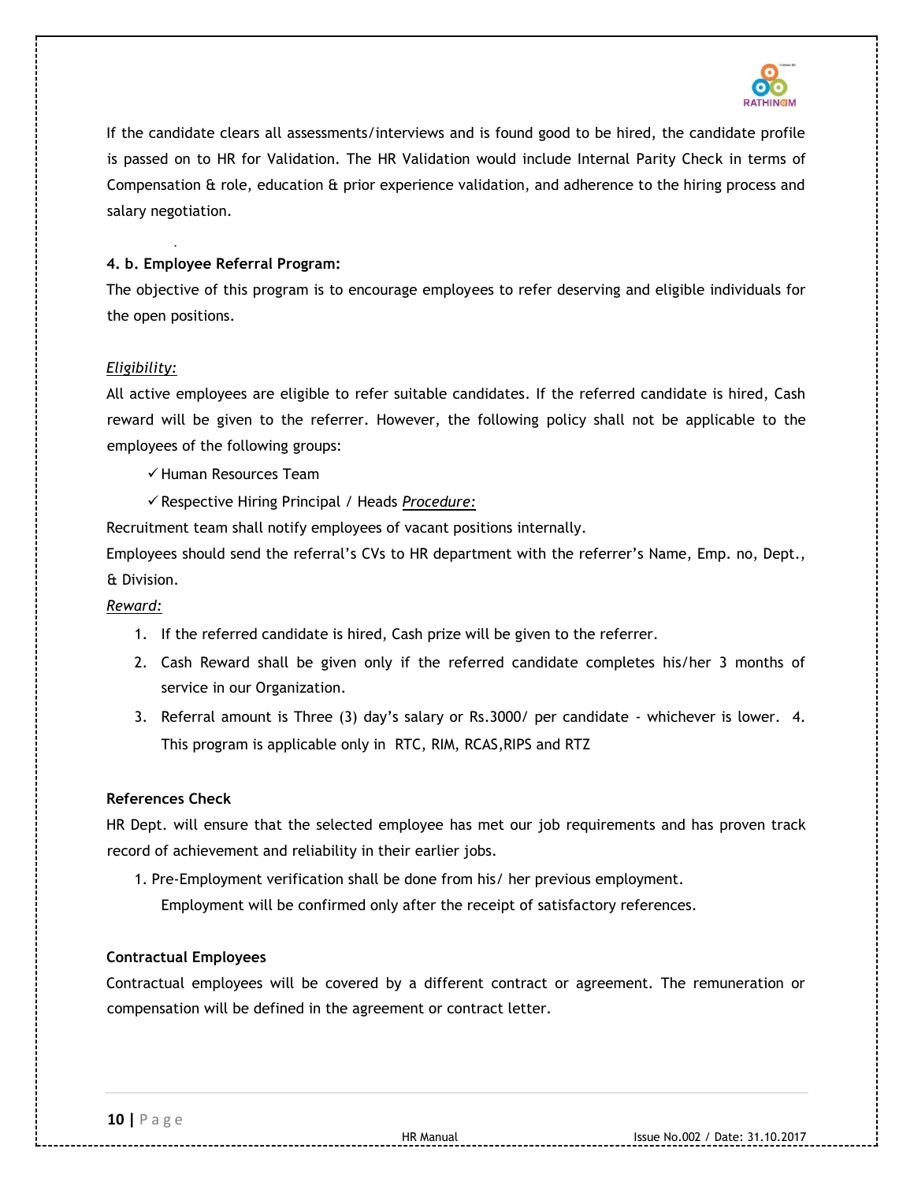If the candidate clears all assessments/interviews and is found good to be hired, the candidate profile is passed on to HR for Validation. The HR Validation would include Internal Parity Check in terms of Compensation & role, education & prior experience validation, and adherence to the hiring process and salary negotiation.

**4. b. Employee Referral Program:**

The objective of this program is to encourage employees to refer deserving and eligible individuals for the open positions.

*Eligibility:*

All active employees are eligible to refer suitable candidates. If the referred candidate is hired, Cash reward will be given to the referrer. However, the following policy shall not be applicable to the employees of the following groups:

- ✓ Human Resources Team
- ✓ Respective Hiring Principal / Heads

*Procedure:*

Recruitment team shall notify employees of vacant positions internally.

Employees should send the referral's CVs to HR department with the referrer's Name, Emp. no, Dept., & Division.

*Reward:*

1. If the referred candidate is hired, Cash prize will be given to the referrer.
2. Cash Reward shall be given only if the referred candidate completes his/her 3 months of service in our Organization.
3. Referral amount is Three (3) day's salary or Rs.3000/ per candidate - whichever is lower.
4. This program is applicable only in RTC, RIM, RCAS,RIPS and RTZ

**References Check**

HR Dept. will ensure that the selected employee has met our job requirements and has proven track record of achievement and reliability in their earlier jobs.

1. Pre-Employment verification shall be done from his/ her previous employment.
   Employment will be confirmed only after the receipt of satisfactory references.

**Contractual Employees**

Contractual employees will be covered by a different contract or agreement. The remuneration or compensation will be defined in the agreement or contract letter.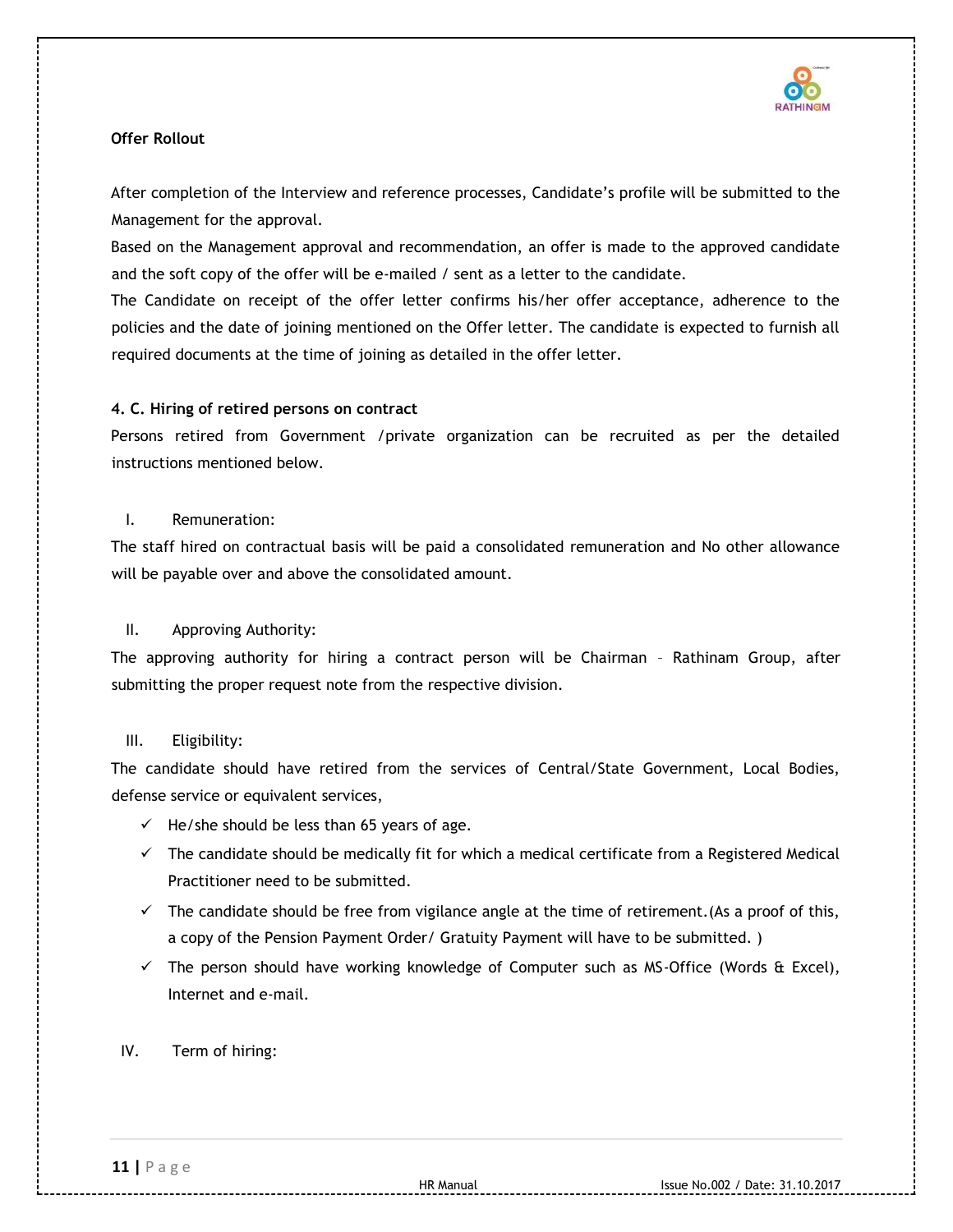**Offer Rollout**

After completion of the Interview and reference processes, Candidate's profile will be submitted to the Management for the approval.

Based on the Management approval and recommendation, an offer is made to the approved candidate and the soft copy of the offer will be e-mailed / sent as a letter to the candidate.

The Candidate on receipt of the offer letter confirms his/her offer acceptance, adherence to the policies and the date of joining mentioned on the Offer letter. The candidate is expected to furnish all required documents at the time of joining as detailed in the offer letter.

**4. C. Hiring of retired persons on contract**

Persons retired from Government /private organization can be recruited as per the detailed instructions mentioned below.

I. Remuneration:

The staff hired on contractual basis will be paid a consolidated remuneration and No other allowance will be payable over and above the consolidated amount.

II. Approving Authority:

The approving authority for hiring a contract person will be Chairman – Rathinam Group, after submitting the proper request note from the respective division.

III. Eligibility:

The candidate should have retired from the services of Central/State Government, Local Bodies, defense service or equivalent services,

- ✓ He/she should be less than 65 years of age.
- ✓ The candidate should be medically fit for which a medical certificate from a Registered Medical Practitioner need to be submitted.
- ✓ The candidate should be free from vigilance angle at the time of retirement.(As a proof of this, a copy of the Pension Payment Order/ Gratuity Payment will have to be submitted. )
- ✓ The person should have working knowledge of Computer such as MS-Office (Words & Excel), Internet and e-mail.

IV. Term of hiring: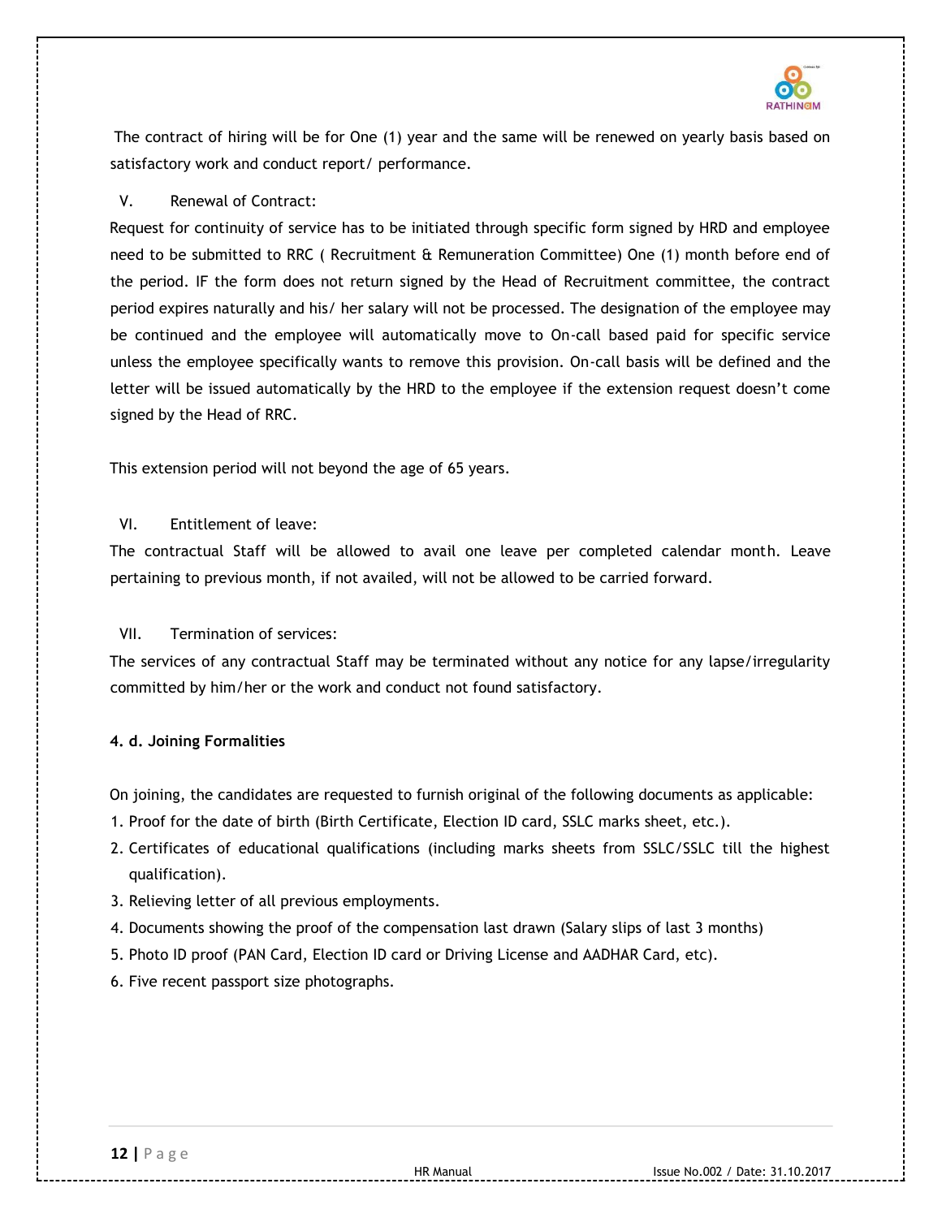The contract of hiring will be for One (1) year and the same will be renewed on yearly basis based on satisfactory work and conduct report/ performance.

V. Renewal of Contract:

Request for continuity of service has to be initiated through specific form signed by HRD and employee need to be submitted to RRC ( Recruitment & Remuneration Committee) One (1) month before end of the period. IF the form does not return signed by the Head of Recruitment committee, the contract period expires naturally and his/ her salary will not be processed. The designation of the employee may be continued and the employee will automatically move to On-call based paid for specific service unless the employee specifically wants to remove this provision. On-call basis will be defined and the letter will be issued automatically by the HRD to the employee if the extension request doesn't come signed by the Head of RRC.

This extension period will not beyond the age of 65 years.

VI. Entitlement of leave:

The contractual Staff will be allowed to avail one leave per completed calendar month. Leave pertaining to previous month, if not availed, will not be allowed to be carried forward.

VII. Termination of services:

The services of any contractual Staff may be terminated without any notice for any lapse/irregularity committed by him/her or the work and conduct not found satisfactory.

**4. d. Joining Formalities**

On joining, the candidates are requested to furnish original of the following documents as applicable:

1. Proof for the date of birth (Birth Certificate, Election ID card, SSLC marks sheet, etc.).
2. Certificates of educational qualifications (including marks sheets from SSLC/SSLC till the highest qualification).
3. Relieving letter of all previous employments.
4. Documents showing the proof of the compensation last drawn (Salary slips of last 3 months)
5. Photo ID proof (PAN Card, Election ID card or Driving License and AADHAR Card, etc).
6. Five recent passport size photographs.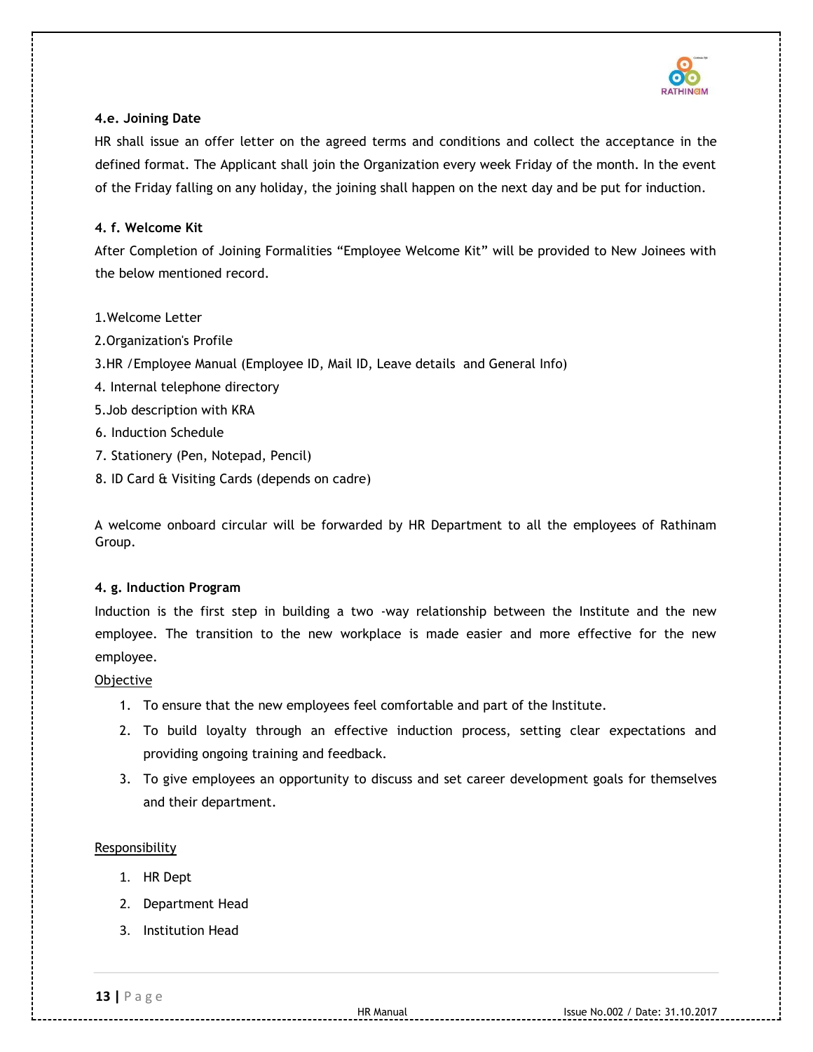### 4.e. Joining Date

HR shall issue an offer letter on the agreed terms and conditions and collect the acceptance in the defined format. The Applicant shall join the Organization every week Friday of the month. In the event of the Friday falling on any holiday, the joining shall happen on the next day and be put for induction.

### 4. f. Welcome Kit

After Completion of Joining Formalities "Employee Welcome Kit" will be provided to New Joinees with the below mentioned record.

1.Welcome Letter
2.Organization's Profile
3.HR /Employee Manual (Employee ID, Mail ID, Leave details and General Info)
4. Internal telephone directory
5.Job description with KRA
6. Induction Schedule
7. Stationery (Pen, Notepad, Pencil)
8. ID Card & Visiting Cards (depends on cadre)

A welcome onboard circular will be forwarded by HR Department to all the employees of Rathinam Group.

### 4. g. Induction Program

Induction is the first step in building a two -way relationship between the Institute and the new employee. The transition to the new workplace is made easier and more effective for the new employee.

<u>Objective</u>

1. To ensure that the new employees feel comfortable and part of the Institute.
2. To build loyalty through an effective induction process, setting clear expectations and providing ongoing training and feedback.
3. To give employees an opportunity to discuss and set career development goals for themselves and their department.

<u>Responsibility</u>

1. HR Dept
2. Department Head
3. Institution Head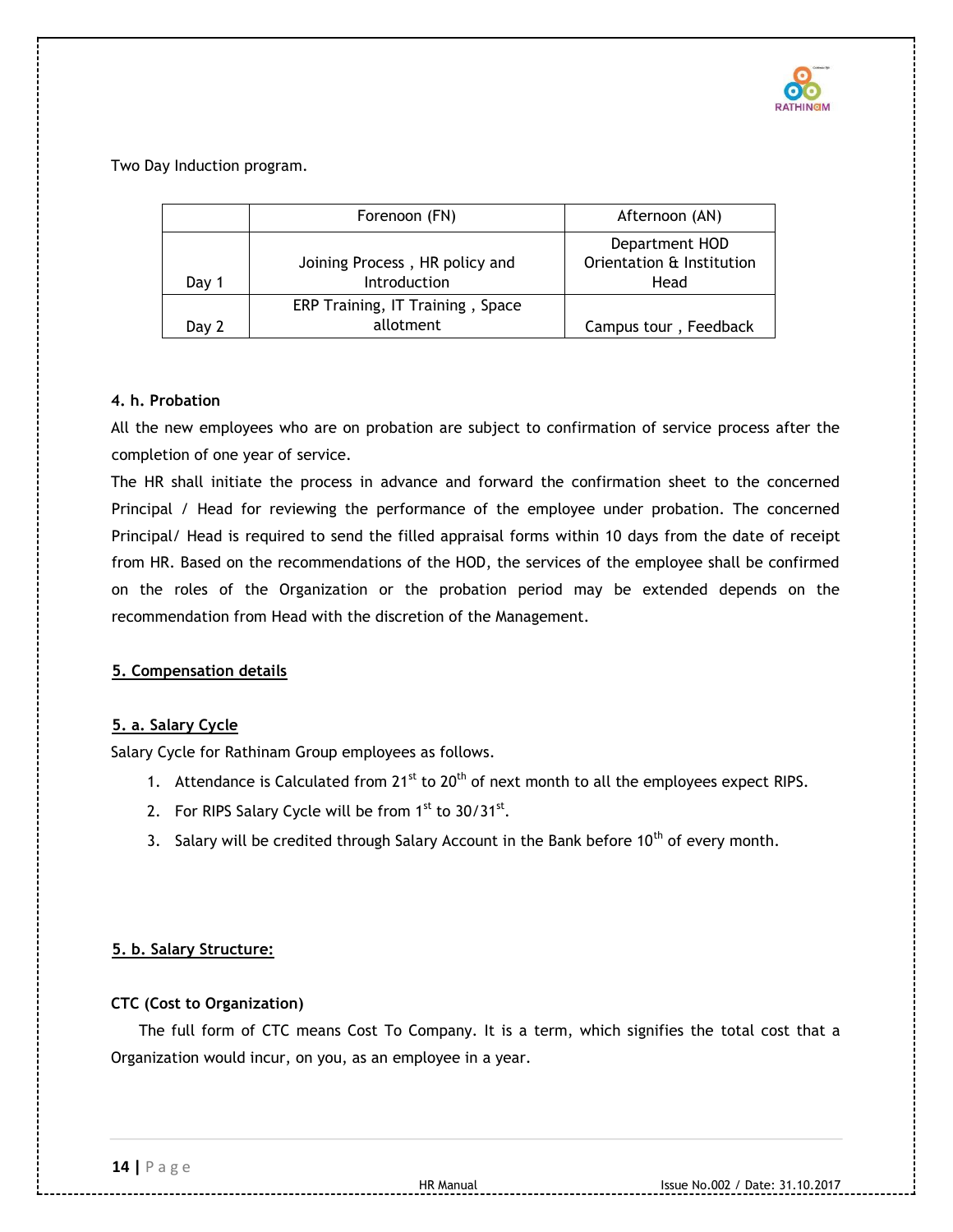Two Day Induction program.

| | Forenoon (FN) | Afternoon (AN) |
|---|---|---|
| Day 1 | Joining Process , HR policy and Introduction | Department HOD Orientation & Institution Head |
| Day 2 | ERP Training, IT Training , Space allotment | Campus tour , Feedback |

**4. h. Probation**

All the new employees who are on probation are subject to confirmation of service process after the completion of one year of service.

The HR shall initiate the process in advance and forward the confirmation sheet to the concerned Principal / Head for reviewing the performance of the employee under probation. The concerned Principal/ Head is required to send the filled appraisal forms within 10 days from the date of receipt from HR. Based on the recommendations of the HOD, the services of the employee shall be confirmed on the roles of the Organization or the probation period may be extended depends on the recommendation from Head with the discretion of the Management.

## 5. Compensation details

### 5. a. Salary Cycle

Salary Cycle for Rathinam Group employees as follows.

1. Attendance is Calculated from 21st to 20th of next month to all the employees expect RIPS.
2. For RIPS Salary Cycle will be from 1st to 30/31st.
3. Salary will be credited through Salary Account in the Bank before 10th of every month.

### 5. b. Salary Structure:

**CTC (Cost to Organization)**

The full form of CTC means Cost To Company. It is a term, which signifies the total cost that a Organization would incur, on you, as an employee in a year.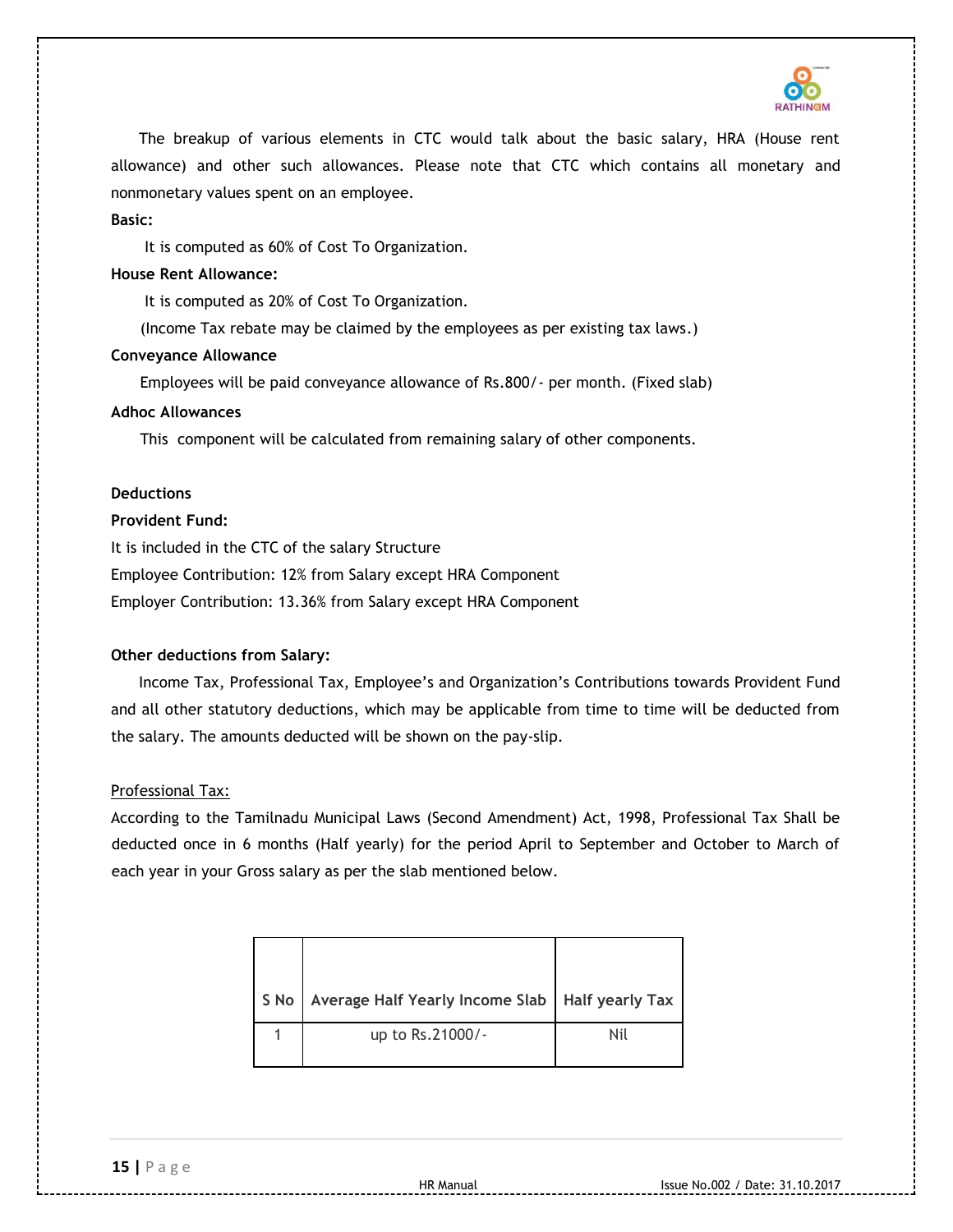The breakup of various elements in CTC would talk about the basic salary, HRA (House rent allowance) and other such allowances. Please note that CTC which contains all monetary and nonmonetary values spent on an employee.

**Basic:**

It is computed as 60% of Cost To Organization.

**House Rent Allowance:**

It is computed as 20% of Cost To Organization.

(Income Tax rebate may be claimed by the employees as per existing tax laws.)

**Conveyance Allowance**

Employees will be paid conveyance allowance of Rs.800/- per month. (Fixed slab)

**Adhoc Allowances**

This component will be calculated from remaining salary of other components.

**Deductions**

**Provident Fund:**

It is included in the CTC of the salary Structure

Employee Contribution: 12% from Salary except HRA Component

Employer Contribution: 13.36% from Salary except HRA Component

**Other deductions from Salary:**

Income Tax, Professional Tax, Employee's and Organization's Contributions towards Provident Fund and all other statutory deductions, which may be applicable from time to time will be deducted from the salary. The amounts deducted will be shown on the pay-slip.

Professional Tax:

According to the Tamilnadu Municipal Laws (Second Amendment) Act, 1998, Professional Tax Shall be deducted once in 6 months (Half yearly) for the period April to September and October to March of each year in your Gross salary as per the slab mentioned below.

| S No | Average Half Yearly Income Slab | Half yearly Tax |
|---|---|---|
| 1 | up to Rs.21000/- | Nil |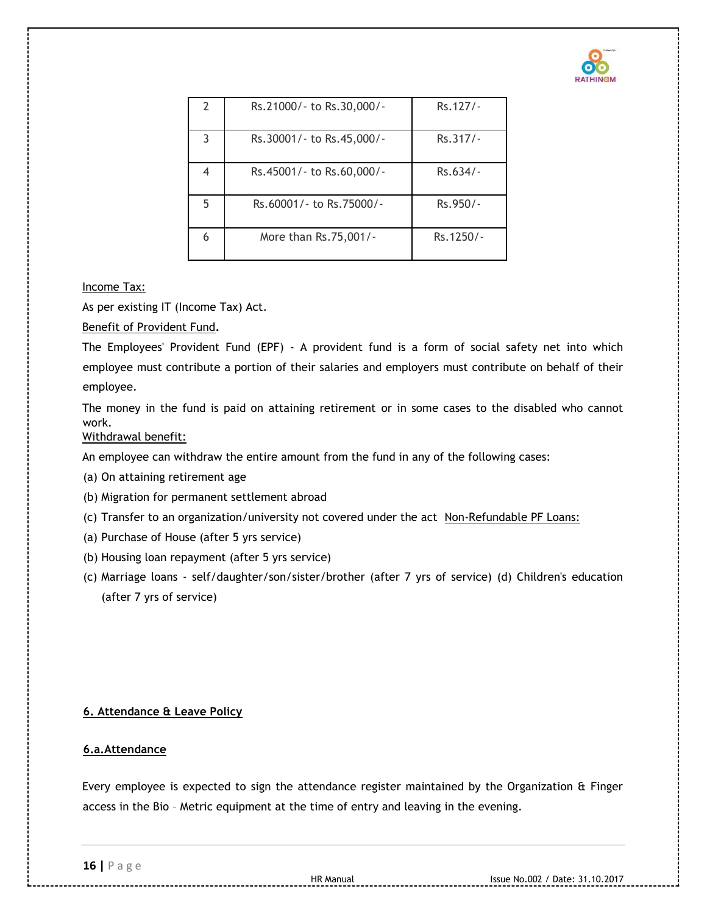| 2 | Rs.21000/- to Rs.30,000/- | Rs.127/- |
|---|---|---|
| 3 | Rs.30001/- to Rs.45,000/- | Rs.317/- |
| 4 | Rs.45001/- to Rs.60,000/- | Rs.634/- |
| 5 | Rs.60001/- to Rs.75000/- | Rs.950/- |
| 6 | More than Rs.75,001/- | Rs.1250/- |

Income Tax:

As per existing IT (Income Tax) Act.

Benefit of Provident Fund.

The Employees' Provident Fund (EPF) - A provident fund is a form of social safety net into which employee must contribute a portion of their salaries and employers must contribute on behalf of their employee.

The money in the fund is paid on attaining retirement or in some cases to the disabled who cannot work.

Withdrawal benefit:

An employee can withdraw the entire amount from the fund in any of the following cases:

(a) On attaining retirement age

(b) Migration for permanent settlement abroad

(c) Transfer to an organization/university not covered under the act Non-Refundable PF Loans:

(a) Purchase of House (after 5 yrs service)

(b) Housing loan repayment (after 5 yrs service)

(c) Marriage loans - self/daughter/son/sister/brother (after 7 yrs of service) (d) Children's education (after 7 yrs of service)

## 6. Attendance & Leave Policy

### 6.a.Attendance

Every employee is expected to sign the attendance register maintained by the Organization & Finger access in the Bio – Metric equipment at the time of entry and leaving in the evening.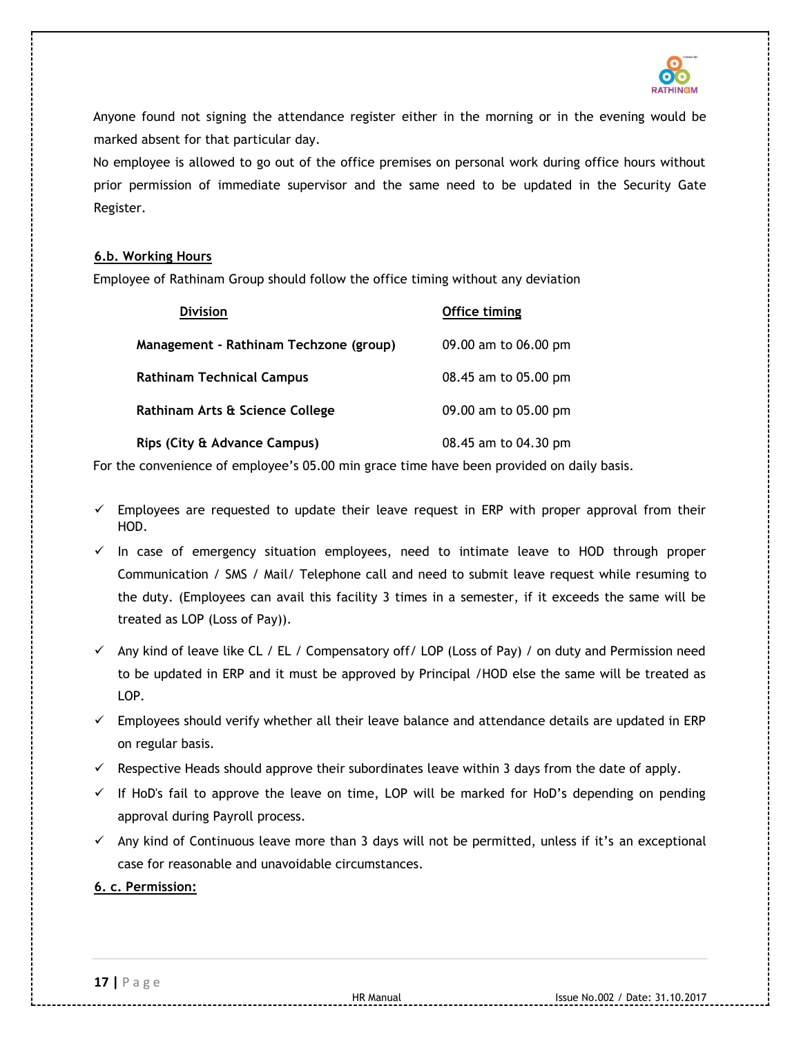Anyone found not signing the attendance register either in the morning or in the evening would be marked absent for that particular day.

No employee is allowed to go out of the office premises on personal work during office hours without prior permission of immediate supervisor and the same need to be updated in the Security Gate Register.

### 6.b. Working Hours

Employee of Rathinam Group should follow the office timing without any deviation

| Division | Office timing |
|---|---|
| **Management - Rathinam Techzone (group)** | 09.00 am to 06.00 pm |
| **Rathinam Technical Campus** | 08.45 am to 05.00 pm |
| **Rathinam Arts & Science College** | 09.00 am to 05.00 pm |
| **Rips (City & Advance Campus)** | 08.45 am to 04.30 pm |

For the convenience of employee's 05.00 min grace time have been provided on daily basis.

- ✓ Employees are requested to update their leave request in ERP with proper approval from their HOD.
- ✓ In case of emergency situation employees, need to intimate leave to HOD through proper Communication / SMS / Mail/ Telephone call and need to submit leave request while resuming to the duty. (Employees can avail this facility 3 times in a semester, if it exceeds the same will be treated as LOP (Loss of Pay)).
- ✓ Any kind of leave like CL / EL / Compensatory off/ LOP (Loss of Pay) / on duty and Permission need to be updated in ERP and it must be approved by Principal /HOD else the same will be treated as LOP.
- ✓ Employees should verify whether all their leave balance and attendance details are updated in ERP on regular basis.
- ✓ Respective Heads should approve their subordinates leave within 3 days from the date of apply.
- ✓ If HoD's fail to approve the leave on time, LOP will be marked for HoD's depending on pending approval during Payroll process.
- ✓ Any kind of Continuous leave more than 3 days will not be permitted, unless if it's an exceptional case for reasonable and unavoidable circumstances.

### 6. c. Permission: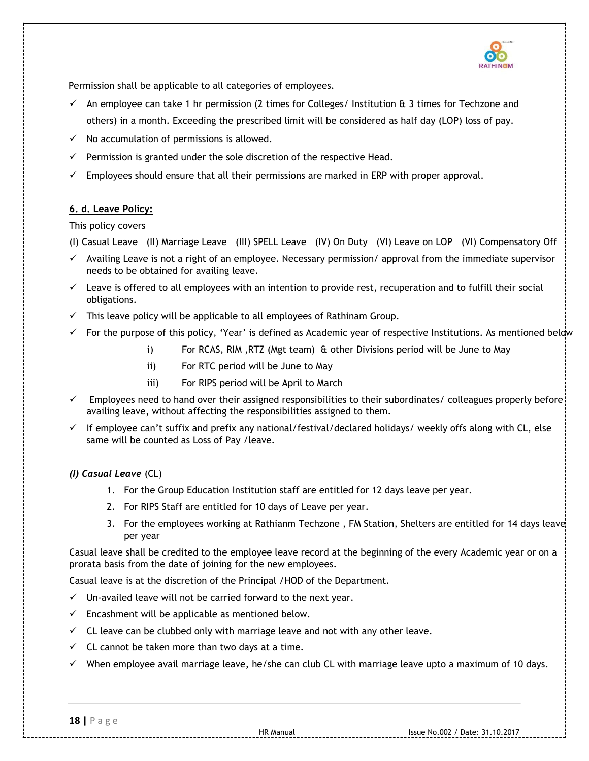Permission shall be applicable to all categories of employees.

- ✓ An employee can take 1 hr permission (2 times for Colleges/ Institution & 3 times for Techzone and others) in a month. Exceeding the prescribed limit will be considered as half day (LOP) loss of pay.
- ✓ No accumulation of permissions is allowed.
- ✓ Permission is granted under the sole discretion of the respective Head.
- ✓ Employees should ensure that all their permissions are marked in ERP with proper approval.

**6. d. Leave Policy:**

This policy covers

(I) Casual Leave (II) Marriage Leave (III) SPELL Leave (IV) On Duty (VI) Leave on LOP (VI) Compensatory Off

- ✓ Availing Leave is not a right of an employee. Necessary permission/ approval from the immediate supervisor needs to be obtained for availing leave.
- ✓ Leave is offered to all employees with an intention to provide rest, recuperation and to fulfill their social obligations.
- ✓ This leave policy will be applicable to all employees of Rathinam Group.
- ✓ For the purpose of this policy, 'Year' is defined as Academic year of respective Institutions. As mentioned below
  - i) For RCAS, RIM ,RTZ (Mgt team) & other Divisions period will be June to May
  - ii) For RTC period will be June to May
  - iii) For RIPS period will be April to March
- ✓ Employees need to hand over their assigned responsibilities to their subordinates/ colleagues properly before availing leave, without affecting the responsibilities assigned to them.
- ✓ If employee can't suffix and prefix any national/festival/declared holidays/ weekly offs along with CL, else same will be counted as Loss of Pay /leave.

***(I) Casual Leave*** (CL)

1. For the Group Education Institution staff are entitled for 12 days leave per year.
2. For RIPS Staff are entitled for 10 days of Leave per year.
3. For the employees working at Rathianm Techzone , FM Station, Shelters are entitled for 14 days leave per year

Casual leave shall be credited to the employee leave record at the beginning of the every Academic year or on a prorata basis from the date of joining for the new employees.

Casual leave is at the discretion of the Principal /HOD of the Department.

- ✓ Un-availed leave will not be carried forward to the next year.
- ✓ Encashment will be applicable as mentioned below.
- ✓ CL leave can be clubbed only with marriage leave and not with any other leave.
- ✓ CL cannot be taken more than two days at a time.
- ✓ When employee avail marriage leave, he/she can club CL with marriage leave upto a maximum of 10 days.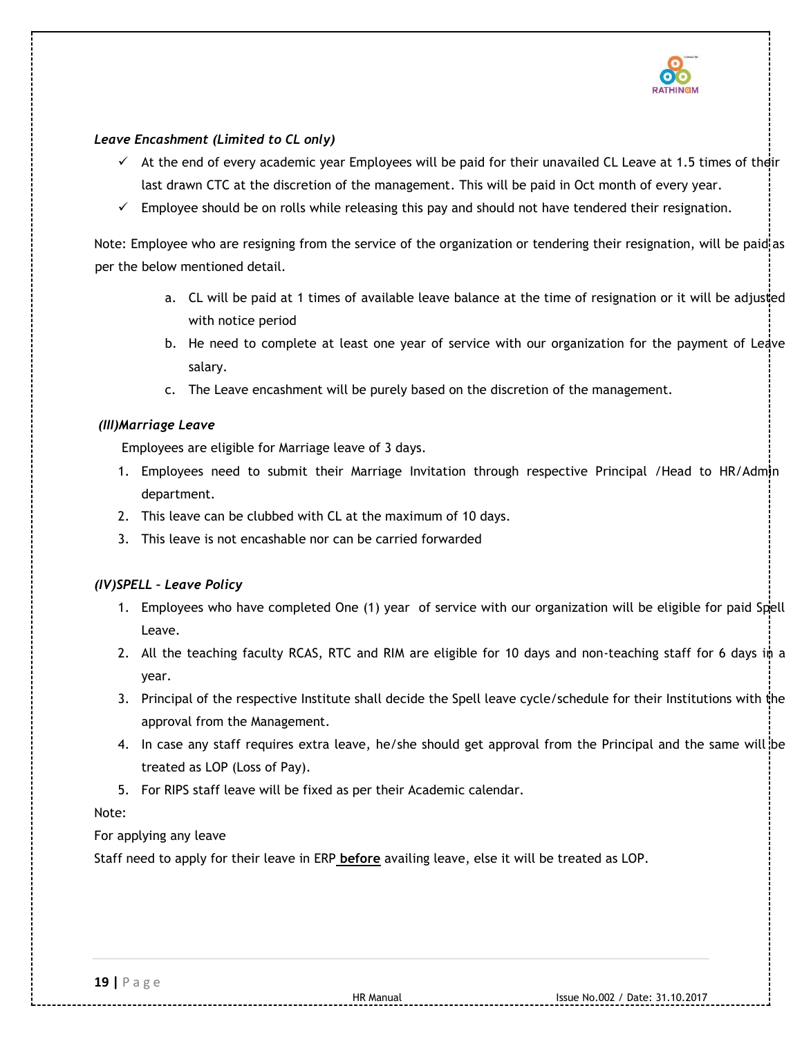***Leave Encashment (Limited to CL only)***

- ✓ At the end of every academic year Employees will be paid for their unavailed CL Leave at 1.5 times of their last drawn CTC at the discretion of the management. This will be paid in Oct month of every year.
- ✓ Employee should be on rolls while releasing this pay and should not have tendered their resignation.

Note: Employee who are resigning from the service of the organization or tendering their resignation, will be paid as per the below mentioned detail.

a. CL will be paid at 1 times of available leave balance at the time of resignation or it will be adjusted with notice period
b. He need to complete at least one year of service with our organization for the payment of Leave salary.
c. The Leave encashment will be purely based on the discretion of the management.

***(III)Marriage Leave***

Employees are eligible for Marriage leave of 3 days.

1. Employees need to submit their Marriage Invitation through respective Principal /Head to HR/Admin department.
2. This leave can be clubbed with CL at the maximum of 10 days.
3. This leave is not encashable nor can be carried forwarded

***(IV)SPELL – Leave Policy***

1. Employees who have completed One (1) year of service with our organization will be eligible for paid Spell Leave.
2. All the teaching faculty RCAS, RTC and RIM are eligible for 10 days and non-teaching staff for 6 days in a year.
3. Principal of the respective Institute shall decide the Spell leave cycle/schedule for their Institutions with the approval from the Management.
4. In case any staff requires extra leave, he/she should get approval from the Principal and the same will be treated as LOP (Loss of Pay).
5. For RIPS staff leave will be fixed as per their Academic calendar.

Note:

For applying any leave

Staff need to apply for their leave in ERP **before** availing leave, else it will be treated as LOP.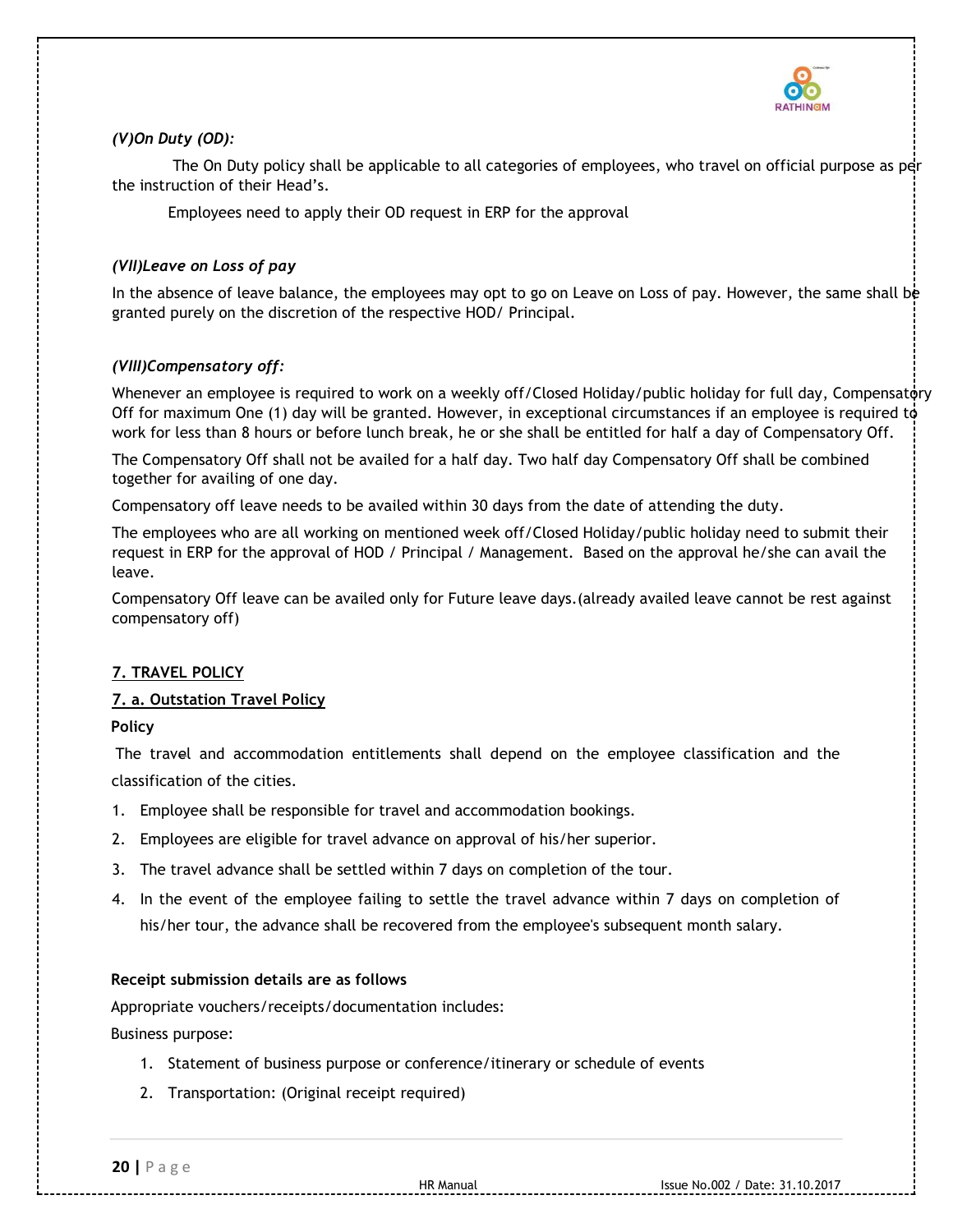***(V)On Duty (OD):***

The On Duty policy shall be applicable to all categories of employees, who travel on official purpose as per the instruction of their Head's.

Employees need to apply their OD request in ERP for the approval

***(VII)Leave on Loss of pay***

In the absence of leave balance, the employees may opt to go on Leave on Loss of pay. However, the same shall be granted purely on the discretion of the respective HOD/ Principal.

***(VIII)Compensatory off:***

Whenever an employee is required to work on a weekly off/Closed Holiday/public holiday for full day, Compensatory Off for maximum One (1) day will be granted. However, in exceptional circumstances if an employee is required to work for less than 8 hours or before lunch break, he or she shall be entitled for half a day of Compensatory Off.

The Compensatory Off shall not be availed for a half day. Two half day Compensatory Off shall be combined together for availing of one day.

Compensatory off leave needs to be availed within 30 days from the date of attending the duty.

The employees who are all working on mentioned week off/Closed Holiday/public holiday need to submit their request in ERP for the approval of HOD / Principal / Management. Based on the approval he/she can avail the leave.

Compensatory Off leave can be availed only for Future leave days.(already availed leave cannot be rest against compensatory off)

## 7. TRAVEL POLICY

### 7. a. Outstation Travel Policy

**Policy**

The travel and accommodation entitlements shall depend on the employee classification and the classification of the cities.

1. Employee shall be responsible for travel and accommodation bookings.
2. Employees are eligible for travel advance on approval of his/her superior.
3. The travel advance shall be settled within 7 days on completion of the tour.
4. In the event of the employee failing to settle the travel advance within 7 days on completion of his/her tour, the advance shall be recovered from the employee's subsequent month salary.

**Receipt submission details are as follows**

Appropriate vouchers/receipts/documentation includes:

Business purpose:

1. Statement of business purpose or conference/itinerary or schedule of events
2. Transportation: (Original receipt required)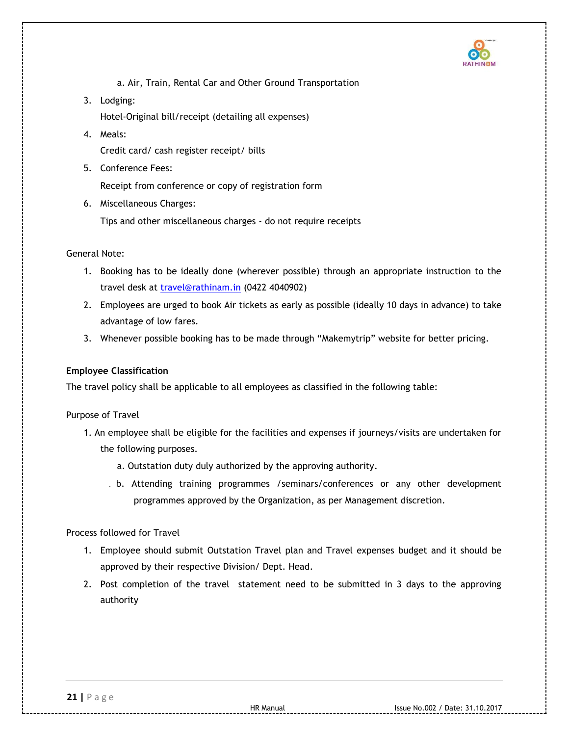a. Air, Train, Rental Car and Other Ground Transportation

3. Lodging:

   Hotel-Original bill/receipt (detailing all expenses)

4. Meals:

   Credit card/ cash register receipt/ bills

5. Conference Fees:

   Receipt from conference or copy of registration form

6. Miscellaneous Charges:

   Tips and other miscellaneous charges - do not require receipts

General Note:

1. Booking has to be ideally done (wherever possible) through an appropriate instruction to the travel desk at [travel@rathinam.in](mailto:travel@rathinam.in) (0422 4040902)
2. Employees are urged to book Air tickets as early as possible (ideally 10 days in advance) to take advantage of low fares.
3. Whenever possible booking has to be made through "Makemytrip" website for better pricing.

**Employee Classification**

The travel policy shall be applicable to all employees as classified in the following table:

Purpose of Travel

1. An employee shall be eligible for the facilities and expenses if journeys/visits are undertaken for the following purposes.
   a. Outstation duty duly authorized by the approving authority.
   b. Attending training programmes /seminars/conferences or any other development programmes approved by the Organization, as per Management discretion.

Process followed for Travel

1. Employee should submit Outstation Travel plan and Travel expenses budget and it should be approved by their respective Division/ Dept. Head.
2. Post completion of the travel statement need to be submitted in 3 days to the approving authority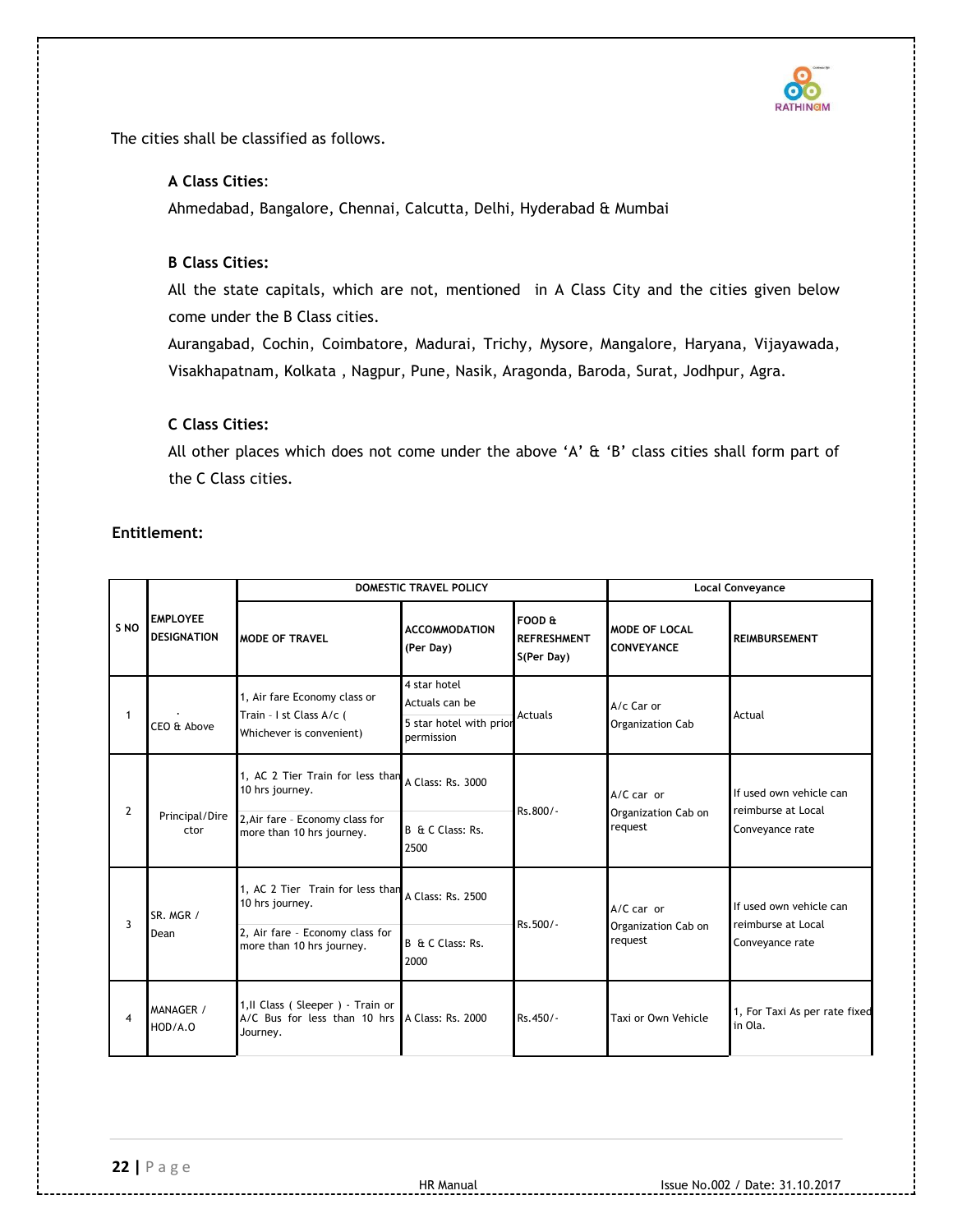The cities shall be classified as follows.

**A Class Cities**:

Ahmedabad, Bangalore, Chennai, Calcutta, Delhi, Hyderabad & Mumbai

**B Class Cities:**

All the state capitals, which are not, mentioned in A Class City and the cities given below come under the B Class cities.

Aurangabad, Cochin, Coimbatore, Madurai, Trichy, Mysore, Mangalore, Haryana, Vijayawada, Visakhapatnam, Kolkata , Nagpur, Pune, Nasik, Aragonda, Baroda, Surat, Jodhpur, Agra.

**C Class Cities:**

All other places which does not come under the above 'A' & 'B' class cities shall form part of the C Class cities.

**Entitlement:**

| S NO | EMPLOYEE DESIGNATION | DOMESTIC TRAVEL POLICY | | | Local Conveyance | |
|---|---|---|---|---|---|---|
| | | MODE OF TRAVEL | ACCOMMODATION (Per Day) | FOOD & REFRESHMENT S(Per Day) | MODE OF LOCAL CONVEYANCE | REIMBURSEMENT |
| 1 | . CEO & Above | 1, Air fare Economy class or Train - I st Class A/c ( Whichever is convenient) | 4 star hotel Actuals can be 5 star hotel with prior permission | Actuals | A/c Car or Organization Cab | Actual |
| 2 | Principal/Director | 1, AC 2 Tier Train for less than 10 hrs journey. 2,Air fare - Economy class for more than 10 hrs journey. | A Class: Rs. 3000 B & C Class: Rs. 2500 | Rs.800/- | A/C car or Organization Cab on request | If used own vehicle can reimburse at Local Conveyance rate |
| 3 | SR. MGR / Dean | 1, AC 2 Tier Train for less than 10 hrs journey. 2, Air fare - Economy class for more than 10 hrs journey. | A Class: Rs. 2500 B & C Class: Rs. 2000 | Rs.500/- | A/C car or Organization Cab on request | If used own vehicle can reimburse at Local Conveyance rate |
| 4 | MANAGER / HOD/A.O | 1,II Class ( Sleeper ) - Train or A/C Bus for less than 10 hrs Journey. | A Class: Rs. 2000 | Rs.450/- | Taxi or Own Vehicle | 1, For Taxi As per rate fixed in Ola. |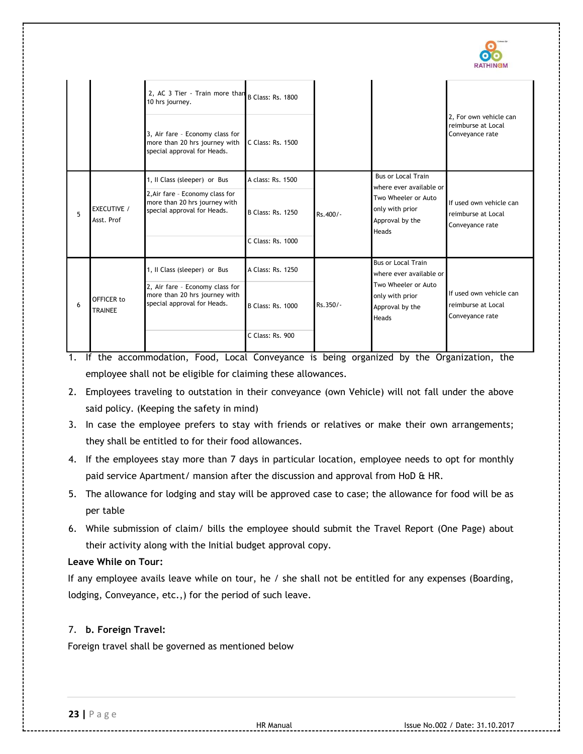| | | | | | | |
|---|---|---|---|---|---|---|
| | | 2, AC 3 Tier - Train more than 10 hrs journey. | B Class: Rs. 1800 | | | 2, For own vehicle can reimburse at Local Conveyance rate |
| | | 3, Air fare - Economy class for more than 20 hrs journey with special approval for Heads. | C Class: Rs. 1500 | | | |
| 5 | EXECUTIVE / Asst. Prof | 1, II Class (sleeper) or Bus | A class: Rs. 1500 | Rs.400/- | Bus or Local Train where ever available or Two Wheeler or Auto only with prior Approval by the Heads | If used own vehicle can reimburse at Local Conveyance rate |
| | | 2,Air fare - Economy class for more than 20 hrs journey with special approval for Heads. | B Class: Rs. 1250 | | | |
| | | | C Class: Rs. 1000 | | | |
| 6 | OFFICER to TRAINEE | 1, II Class (sleeper) or Bus | A Class: Rs. 1250 | Rs.350/- | Bus or Local Train where ever available or Two Wheeler or Auto only with prior Approval by the Heads | If used own vehicle can reimburse at Local Conveyance rate |
| | | 2, Air fare - Economy class for more than 20 hrs journey with special approval for Heads. | B Class: Rs. 1000 | | | |
| | | | C Class: Rs. 900 | | | |

1. If the accommodation, Food, Local Conveyance is being organized by the Organization, the employee shall not be eligible for claiming these allowances.
2. Employees traveling to outstation in their conveyance (own Vehicle) will not fall under the above said policy. (Keeping the safety in mind)
3. In case the employee prefers to stay with friends or relatives or make their own arrangements; they shall be entitled to for their food allowances.
4. If the employees stay more than 7 days in particular location, employee needs to opt for monthly paid service Apartment/ mansion after the discussion and approval from HoD & HR.
5. The allowance for lodging and stay will be approved case to case; the allowance for food will be as per table
6. While submission of claim/ bills the employee should submit the Travel Report (One Page) about their activity along with the Initial budget approval copy.

**Leave While on Tour:**

If any employee avails leave while on tour, he / she shall not be entitled for any expenses (Boarding, lodging, Conveyance, etc.,) for the period of such leave.

7. **b. Foreign Travel:**

Foreign travel shall be governed as mentioned below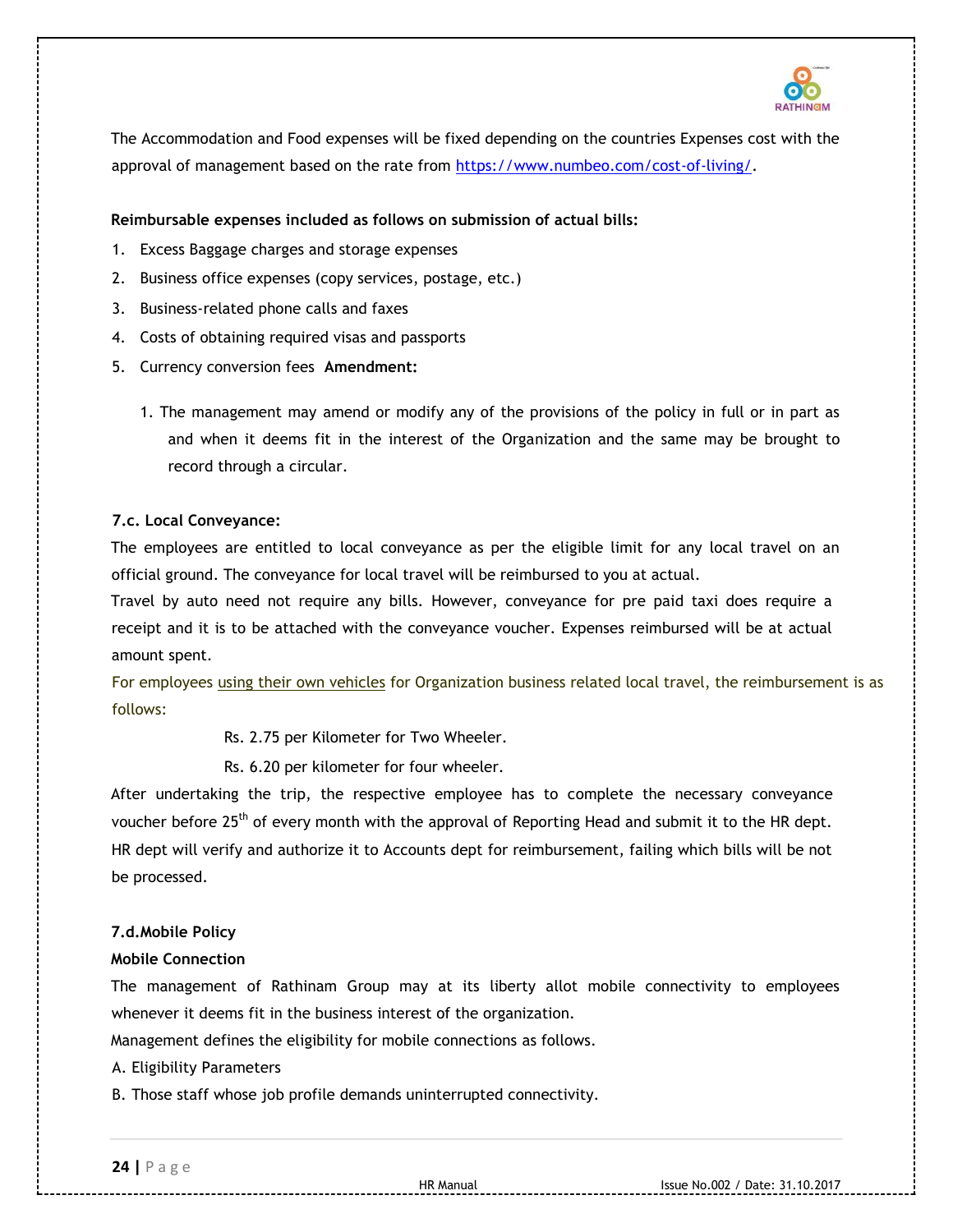The Accommodation and Food expenses will be fixed depending on the countries Expenses cost with the approval of management based on the rate from [https://www.numbeo.com/cost-of-living/](https://www.numbeo.com/cost-of-living/).

**Reimbursable expenses included as follows on submission of actual bills:**

1. Excess Baggage charges and storage expenses
2. Business office expenses (copy services, postage, etc.)
3. Business-related phone calls and faxes
4. Costs of obtaining required visas and passports
5. Currency conversion fees

**Amendment:**

1. The management may amend or modify any of the provisions of the policy in full or in part as and when it deems fit in the interest of the Organization and the same may be brought to record through a circular.

**7.c. Local Conveyance:**

The employees are entitled to local conveyance as per the eligible limit for any local travel on an official ground. The conveyance for local travel will be reimbursed to you at actual.

Travel by auto need not require any bills. However, conveyance for pre paid taxi does require a receipt and it is to be attached with the conveyance voucher. Expenses reimbursed will be at actual amount spent.

For employees using their own vehicles for Organization business related local travel, the reimbursement is as follows:

Rs. 2.75 per Kilometer for Two Wheeler.

Rs. 6.20 per kilometer for four wheeler.

After undertaking the trip, the respective employee has to complete the necessary conveyance voucher before 25th of every month with the approval of Reporting Head and submit it to the HR dept. HR dept will verify and authorize it to Accounts dept for reimbursement, failing which bills will be not be processed.

**7.d.Mobile Policy**

**Mobile Connection**

The management of Rathinam Group may at its liberty allot mobile connectivity to employees whenever it deems fit in the business interest of the organization.

Management defines the eligibility for mobile connections as follows.

A. Eligibility Parameters

B. Those staff whose job profile demands uninterrupted connectivity.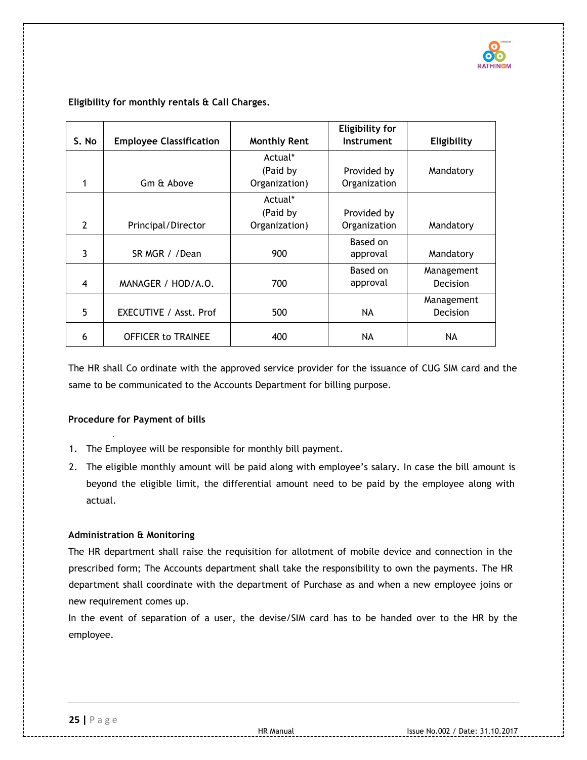**Eligibility for monthly rentals & Call Charges.**

| S. No | Employee Classification | Monthly Rent | Eligibility for Instrument | Eligibility |
|---|---|---|---|---|
| 1 | Gm & Above | Actual* (Paid by Organization) | Provided by Organization | Mandatory |
| 2 | Principal/Director | Actual* (Paid by Organization) | Provided by Organization | Mandatory |
| 3 | SR MGR / /Dean | 900 | Based on approval | Mandatory |
| 4 | MANAGER / HOD/A.O. | 700 | Based on approval | Management Decision |
| 5 | EXECUTIVE / Asst. Prof | 500 | NA | Management Decision |
| 6 | OFFICER to TRAINEE | 400 | NA | NA |

The HR shall Co ordinate with the approved service provider for the issuance of CUG SIM card and the same to be communicated to the Accounts Department for billing purpose.

**Procedure for Payment of bills**

1. The Employee will be responsible for monthly bill payment.
2. The eligible monthly amount will be paid along with employee's salary. In case the bill amount is beyond the eligible limit, the differential amount need to be paid by the employee along with actual.

**Administration & Monitoring**

The HR department shall raise the requisition for allotment of mobile device and connection in the prescribed form; The Accounts department shall take the responsibility to own the payments. The HR department shall coordinate with the department of Purchase as and when a new employee joins or new requirement comes up.

In the event of separation of a user, the devise/SIM card has to be handed over to the HR by the employee.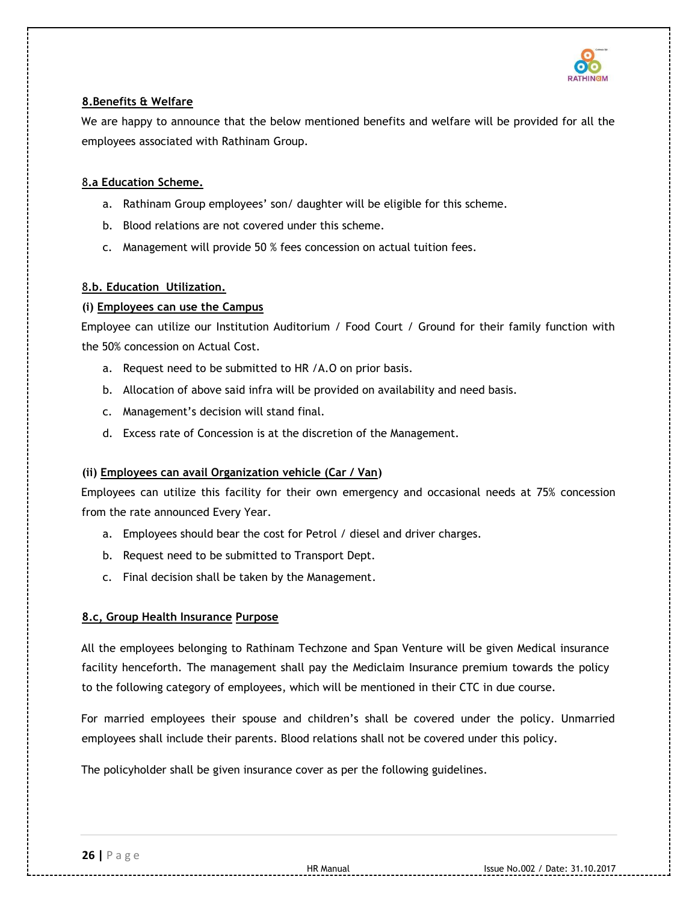## 8.Benefits & Welfare

We are happy to announce that the below mentioned benefits and welfare will be provided for all the employees associated with Rathinam Group.

### 8.a Education Scheme.

a. Rathinam Group employees' son/ daughter will be eligible for this scheme.
b. Blood relations are not covered under this scheme.
c. Management will provide 50 % fees concession on actual tuition fees.

### 8.b. Education Utilization.

**(i) Employees can use the Campus**

Employee can utilize our Institution Auditorium / Food Court / Ground for their family function with the 50% concession on Actual Cost.

a. Request need to be submitted to HR /A.O on prior basis.
b. Allocation of above said infra will be provided on availability and need basis.
c. Management's decision will stand final.
d. Excess rate of Concession is at the discretion of the Management.

**(ii) Employees can avail Organization vehicle (Car / Van)**

Employees can utilize this facility for their own emergency and occasional needs at 75% concession from the rate announced Every Year.

a. Employees should bear the cost for Petrol / diesel and driver charges.
b. Request need to be submitted to Transport Dept.
c. Final decision shall be taken by the Management.

### 8.c, Group Health Insurance Purpose

All the employees belonging to Rathinam Techzone and Span Venture will be given Medical insurance facility henceforth. The management shall pay the Mediclaim Insurance premium towards the policy to the following category of employees, which will be mentioned in their CTC in due course.

For married employees their spouse and children's shall be covered under the policy. Unmarried employees shall include their parents. Blood relations shall not be covered under this policy.

The policyholder shall be given insurance cover as per the following guidelines.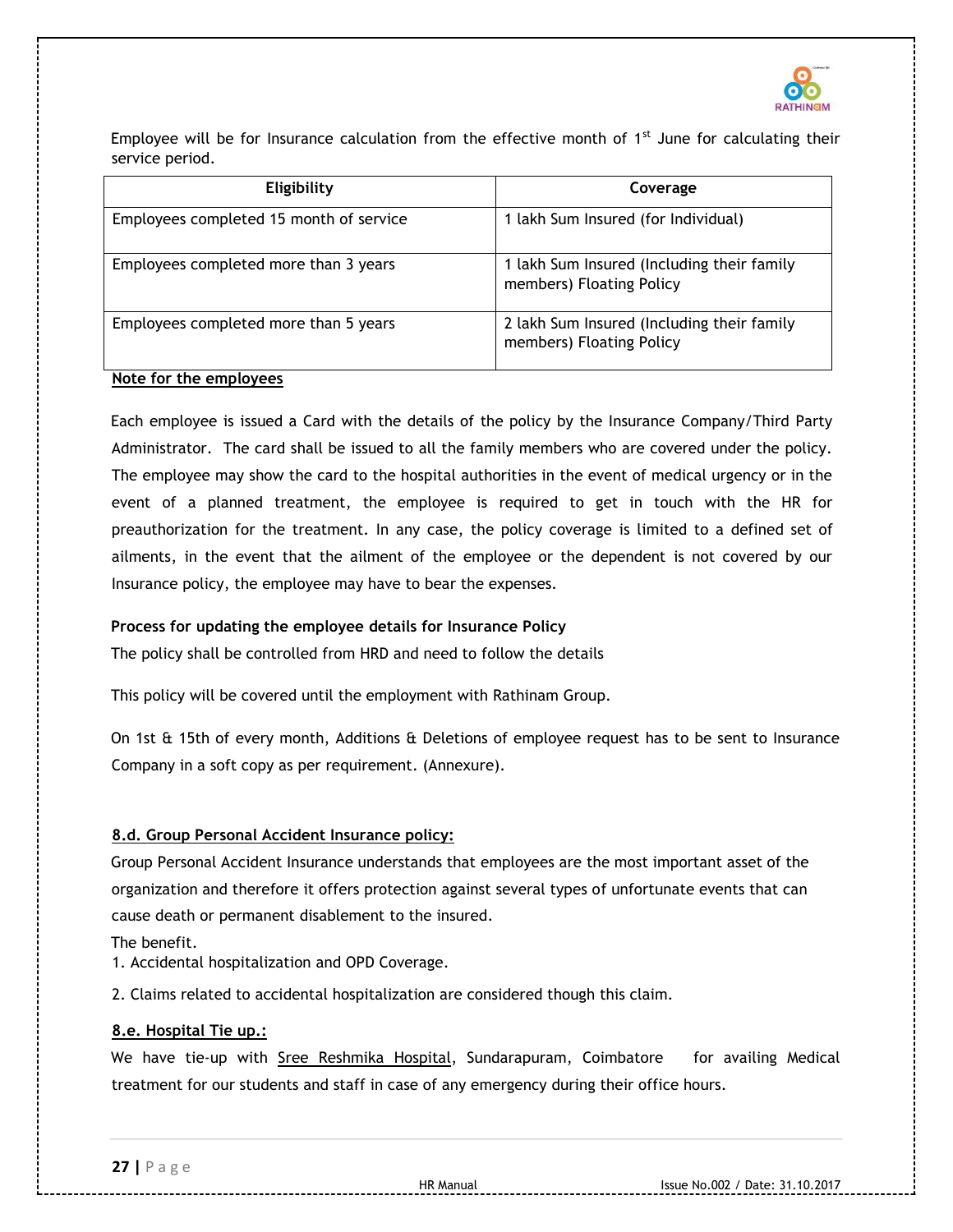Employee will be for Insurance calculation from the effective month of 1st June for calculating their service period.

| Eligibility | Coverage |
|---|---|
| Employees completed 15 month of service | 1 lakh Sum Insured (for Individual) |
| Employees completed more than 3 years | 1 lakh Sum Insured (Including their family members) Floating Policy |
| Employees completed more than 5 years | 2 lakh Sum Insured (Including their family members) Floating Policy |

**Note for the employees**

Each employee is issued a Card with the details of the policy by the Insurance Company/Third Party Administrator. The card shall be issued to all the family members who are covered under the policy. The employee may show the card to the hospital authorities in the event of medical urgency or in the event of a planned treatment, the employee is required to get in touch with the HR for preauthorization for the treatment. In any case, the policy coverage is limited to a defined set of ailments, in the event that the ailment of the employee or the dependent is not covered by our Insurance policy, the employee may have to bear the expenses.

**Process for updating the employee details for Insurance Policy**

The policy shall be controlled from HRD and need to follow the details

This policy will be covered until the employment with Rathinam Group.

On 1st & 15th of every month, Additions & Deletions of employee request has to be sent to Insurance Company in a soft copy as per requirement. (Annexure).

## 8.d. Group Personal Accident Insurance policy:

Group Personal Accident Insurance understands that employees are the most important asset of the organization and therefore it offers protection against several types of unfortunate events that can cause death or permanent disablement to the insured.

The benefit.

1. Accidental hospitalization and OPD Coverage.
2. Claims related to accidental hospitalization are considered though this claim.

## 8.e. Hospital Tie up.:

We have tie-up with Sree Reshmika Hospital, Sundarapuram, Coimbatore for availing Medical treatment for our students and staff in case of any emergency during their office hours.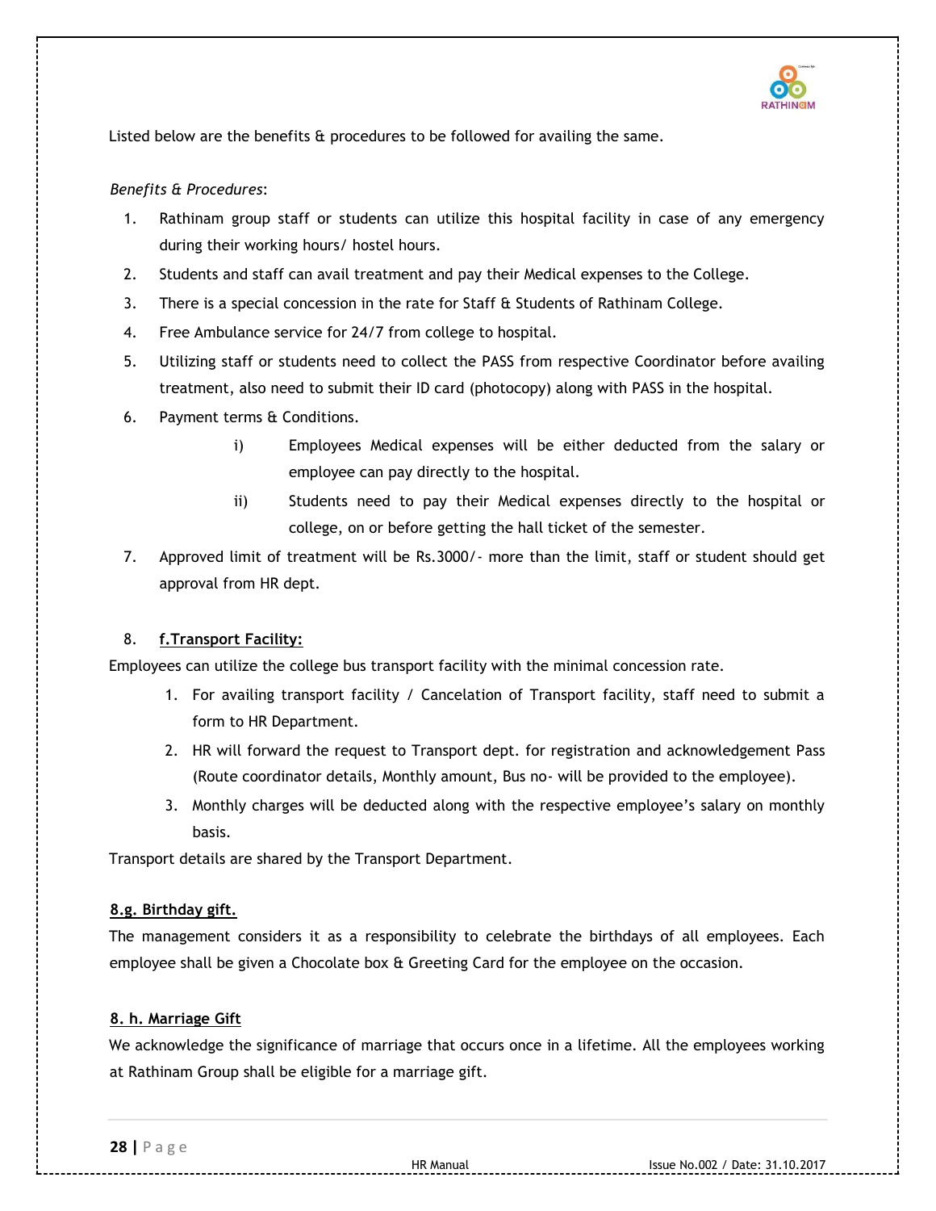Listed below are the benefits & procedures to be followed for availing the same.

*Benefits & Procedures*:

1. Rathinam group staff or students can utilize this hospital facility in case of any emergency during their working hours/ hostel hours.
2. Students and staff can avail treatment and pay their Medical expenses to the College.
3. There is a special concession in the rate for Staff & Students of Rathinam College.
4. Free Ambulance service for 24/7 from college to hospital.
5. Utilizing staff or students need to collect the PASS from respective Coordinator before availing treatment, also need to submit their ID card (photocopy) along with PASS in the hospital.
6. Payment terms & Conditions.
    i) Employees Medical expenses will be either deducted from the salary or employee can pay directly to the hospital.
    ii) Students need to pay their Medical expenses directly to the hospital or college, on or before getting the hall ticket of the semester.
7. Approved limit of treatment will be Rs.3000/- more than the limit, staff or student should get approval from HR dept.

8. **<u>f.Transport Facility:</u>**

Employees can utilize the college bus transport facility with the minimal concession rate.

1. For availing transport facility / Cancelation of Transport facility, staff need to submit a form to HR Department.
2. HR will forward the request to Transport dept. for registration and acknowledgement Pass (Route coordinator details, Monthly amount, Bus no- will be provided to the employee).
3. Monthly charges will be deducted along with the respective employee's salary on monthly basis.

Transport details are shared by the Transport Department.

**<u>8.g. Birthday gift.</u>**

The management considers it as a responsibility to celebrate the birthdays of all employees. Each employee shall be given a Chocolate box & Greeting Card for the employee on the occasion.

**<u>8. h. Marriage Gift</u>**

We acknowledge the significance of marriage that occurs once in a lifetime. All the employees working at Rathinam Group shall be eligible for a marriage gift.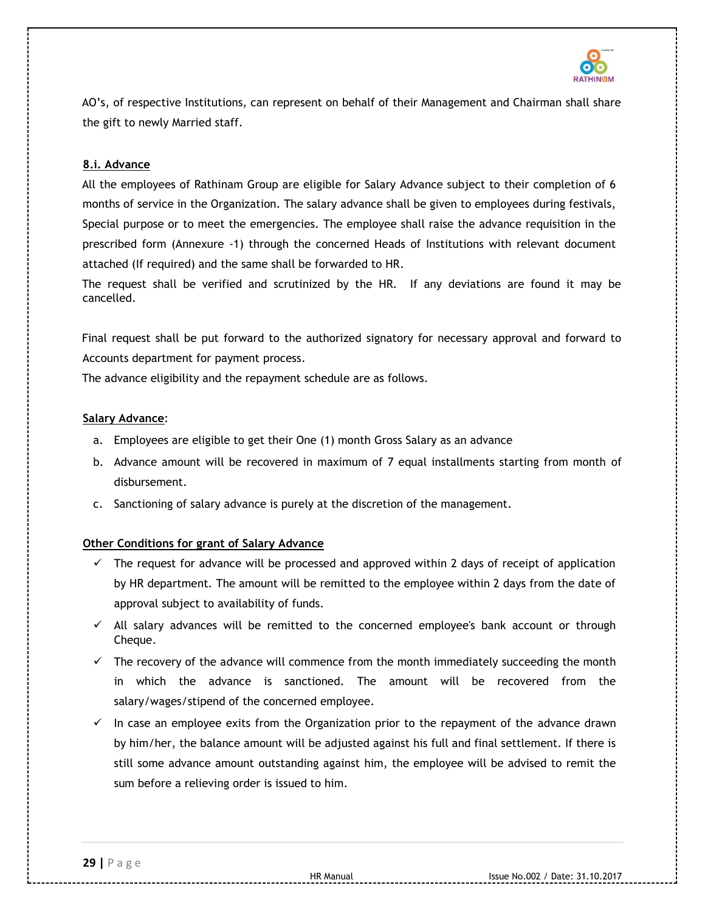AO's, of respective Institutions, can represent on behalf of their Management and Chairman shall share the gift to newly Married staff.

## 8.i. Advance

All the employees of Rathinam Group are eligible for Salary Advance subject to their completion of 6 months of service in the Organization. The salary advance shall be given to employees during festivals, Special purpose or to meet the emergencies. The employee shall raise the advance requisition in the prescribed form (Annexure -1) through the concerned Heads of Institutions with relevant document attached (If required) and the same shall be forwarded to HR.

The request shall be verified and scrutinized by the HR. If any deviations are found it may be cancelled.

Final request shall be put forward to the authorized signatory for necessary approval and forward to Accounts department for payment process.

The advance eligibility and the repayment schedule are as follows.

**Salary Advance**:

a. Employees are eligible to get their One (1) month Gross Salary as an advance
b. Advance amount will be recovered in maximum of 7 equal installments starting from month of disbursement.
c. Sanctioning of salary advance is purely at the discretion of the management.

**Other Conditions for grant of Salary Advance**

- ✓ The request for advance will be processed and approved within 2 days of receipt of application by HR department. The amount will be remitted to the employee within 2 days from the date of approval subject to availability of funds.
- ✓ All salary advances will be remitted to the concerned employee's bank account or through Cheque.
- ✓ The recovery of the advance will commence from the month immediately succeeding the month in which the advance is sanctioned. The amount will be recovered from the salary/wages/stipend of the concerned employee.
- ✓ In case an employee exits from the Organization prior to the repayment of the advance drawn by him/her, the balance amount will be adjusted against his full and final settlement. If there is still some advance amount outstanding against him, the employee will be advised to remit the sum before a relieving order is issued to him.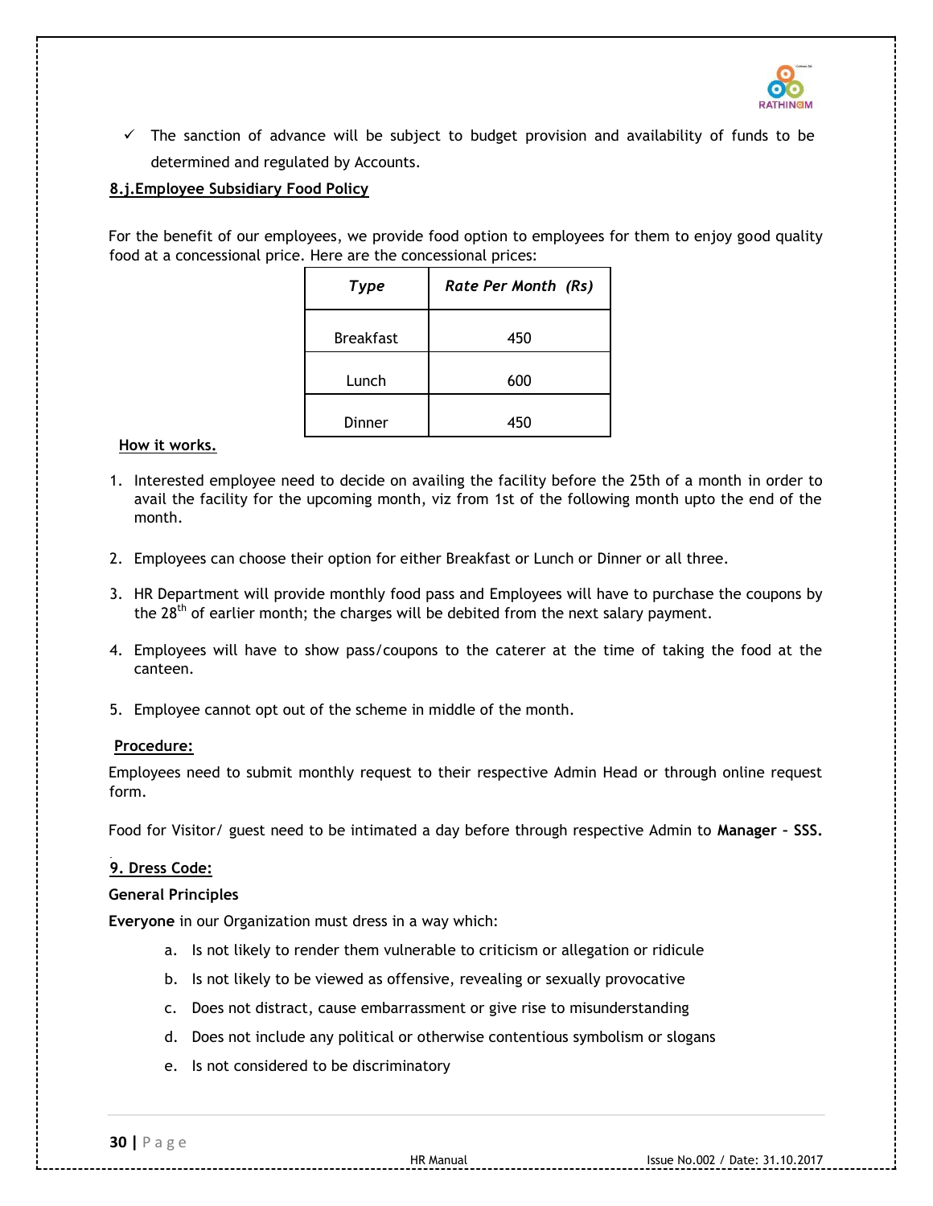- ✓ The sanction of advance will be subject to budget provision and availability of funds to be determined and regulated by Accounts.

**8.j.Employee Subsidiary Food Policy**

For the benefit of our employees, we provide food option to employees for them to enjoy good quality food at a concessional price. Here are the concessional prices:

| *Type* | *Rate Per Month (Rs)* |
|---|---|
| Breakfast | 450 |
| Lunch | 600 |
| Dinner | 450 |

**How it works.**

1. Interested employee need to decide on availing the facility before the 25th of a month in order to avail the facility for the upcoming month, viz from 1st of the following month upto the end of the month.

2. Employees can choose their option for either Breakfast or Lunch or Dinner or all three.

3. HR Department will provide monthly food pass and Employees will have to purchase the coupons by the 28th of earlier month; the charges will be debited from the next salary payment.

4. Employees will have to show pass/coupons to the caterer at the time of taking the food at the canteen.

5. Employee cannot opt out of the scheme in middle of the month.

**Procedure:**

Employees need to submit monthly request to their respective Admin Head or through online request form.

Food for Visitor/ guest need to be intimated a day before through respective Admin to **Manager – SSS.**

**9. Dress Code:**

**General Principles**

**Everyone** in our Organization must dress in a way which:

a. Is not likely to render them vulnerable to criticism or allegation or ridicule
b. Is not likely to be viewed as offensive, revealing or sexually provocative
c. Does not distract, cause embarrassment or give rise to misunderstanding
d. Does not include any political or otherwise contentious symbolism or slogans
e. Is not considered to be discriminatory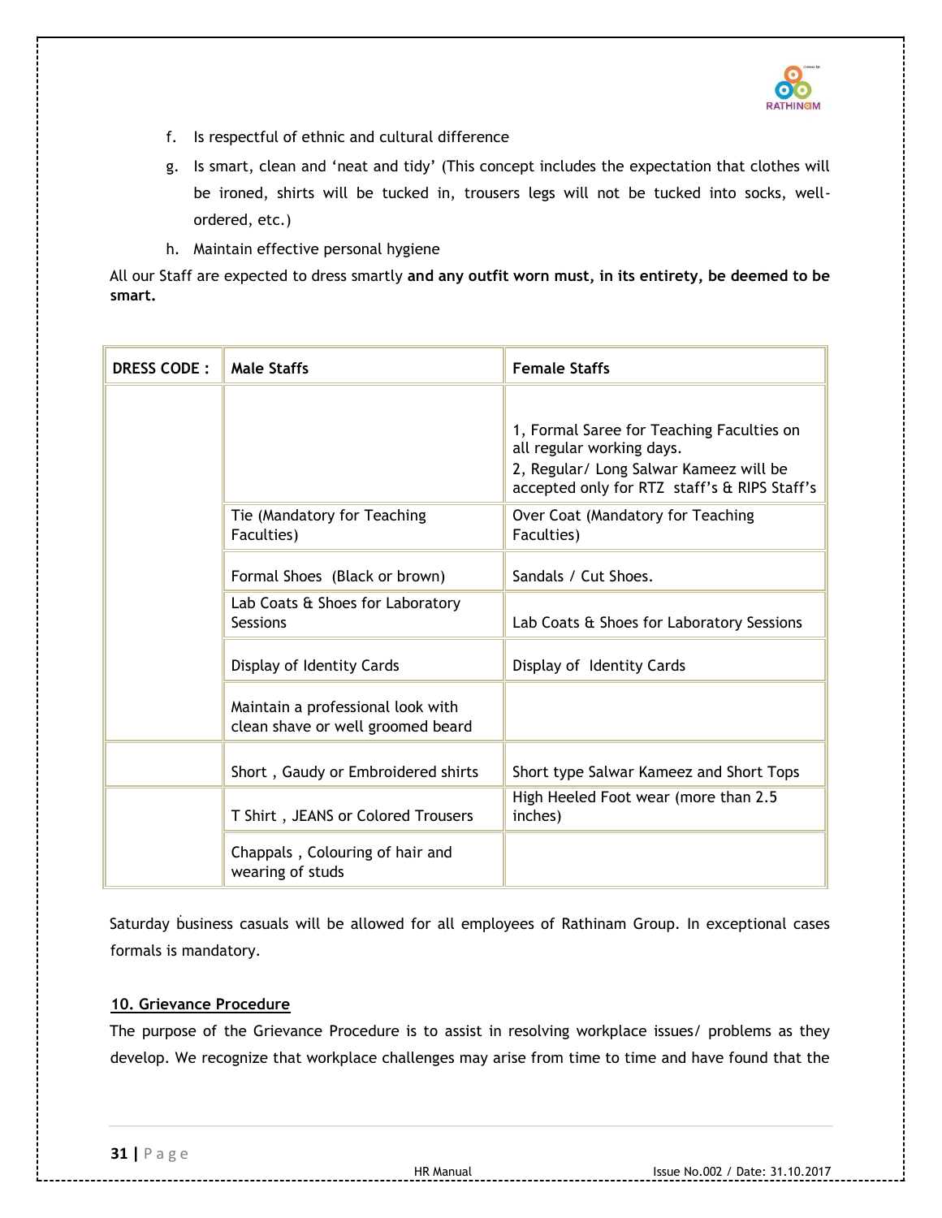f. Is respectful of ethnic and cultural difference

g. Is smart, clean and 'neat and tidy' (This concept includes the expectation that clothes will be ironed, shirts will be tucked in, trousers legs will not be tucked into socks, well-ordered, etc.)

h. Maintain effective personal hygiene

All our Staff are expected to dress smartly **and any outfit worn must, in its entirety, be deemed to be smart.**

| DRESS CODE : | Male Staffs | Female Staffs |
|---|---|---|
| | | 1, Formal Saree for Teaching Faculties on all regular working days.<br>2, Regular/ Long Salwar Kameez will be accepted only for RTZ staff's & RIPS Staff's |
| | Tie (Mandatory for Teaching Faculties) | Over Coat (Mandatory for Teaching Faculties) |
| | Formal Shoes (Black or brown) | Sandals / Cut Shoes. |
| | Lab Coats & Shoes for Laboratory Sessions | Lab Coats & Shoes for Laboratory Sessions |
| | Display of Identity Cards | Display of Identity Cards |
| | Maintain a professional look with clean shave or well groomed beard | |
| | Short , Gaudy or Embroidered shirts | Short type Salwar Kameez and Short Tops |
| | T Shirt , JEANS or Colored Trousers | High Heeled Foot wear (more than 2.5 inches) |
| | Chappals , Colouring of hair and wearing of studs | |

Saturday business casuals will be allowed for all employees of Rathinam Group. In exceptional cases formals is mandatory.

## 10. Grievance Procedure

The purpose of the Grievance Procedure is to assist in resolving workplace issues/ problems as they develop. We recognize that workplace challenges may arise from time to time and have found that the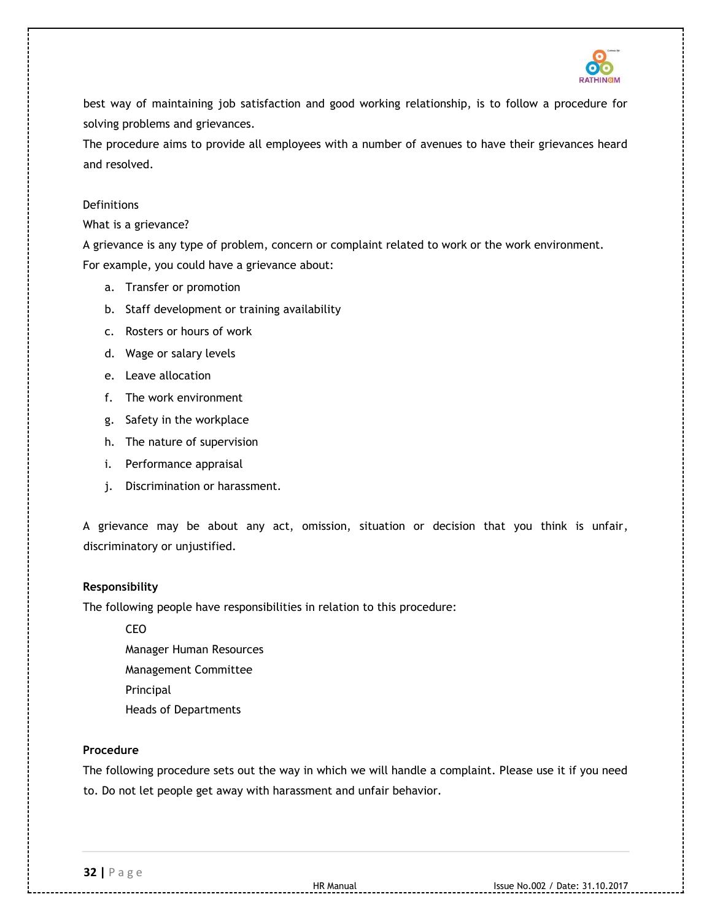best way of maintaining job satisfaction and good working relationship, is to follow a procedure for solving problems and grievances.

The procedure aims to provide all employees with a number of avenues to have their grievances heard and resolved.

Definitions

What is a grievance?

A grievance is any type of problem, concern or complaint related to work or the work environment.

For example, you could have a grievance about:

a. Transfer or promotion
b. Staff development or training availability
c. Rosters or hours of work
d. Wage or salary levels
e. Leave allocation
f. The work environment
g. Safety in the workplace
h. The nature of supervision
i. Performance appraisal
j. Discrimination or harassment.

A grievance may be about any act, omission, situation or decision that you think is unfair, discriminatory or unjustified.

**Responsibility**

The following people have responsibilities in relation to this procedure:

CEO
Manager Human Resources
Management Committee
Principal
Heads of Departments

**Procedure**

The following procedure sets out the way in which we will handle a complaint. Please use it if you need to. Do not let people get away with harassment and unfair behavior.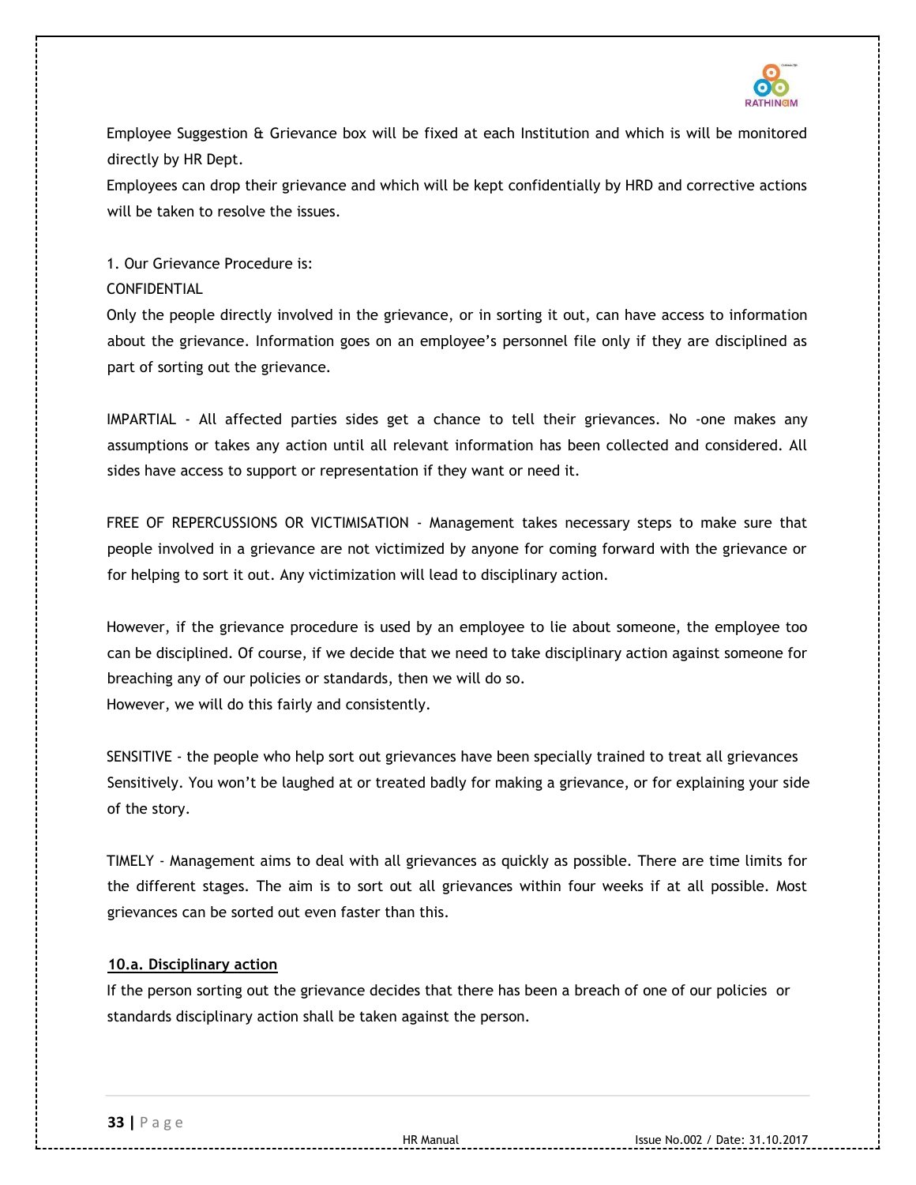Employee Suggestion & Grievance box will be fixed at each Institution and which is will be monitored directly by HR Dept.
Employees can drop their grievance and which will be kept confidentially by HRD and corrective actions will be taken to resolve the issues.

1. Our Grievance Procedure is:
CONFIDENTIAL
Only the people directly involved in the grievance, or in sorting it out, can have access to information about the grievance. Information goes on an employee's personnel file only if they are disciplined as part of sorting out the grievance.

IMPARTIAL - All affected parties sides get a chance to tell their grievances. No -one makes any assumptions or takes any action until all relevant information has been collected and considered. All sides have access to support or representation if they want or need it.

FREE OF REPERCUSSIONS OR VICTIMISATION - Management takes necessary steps to make sure that people involved in a grievance are not victimized by anyone for coming forward with the grievance or for helping to sort it out. Any victimization will lead to disciplinary action.

However, if the grievance procedure is used by an employee to lie about someone, the employee too can be disciplined. Of course, if we decide that we need to take disciplinary action against someone for breaching any of our policies or standards, then we will do so.
However, we will do this fairly and consistently.

SENSITIVE - the people who help sort out grievances have been specially trained to treat all grievances Sensitively. You won't be laughed at or treated badly for making a grievance, or for explaining your side of the story.

TIMELY - Management aims to deal with all grievances as quickly as possible. There are time limits for the different stages. The aim is to sort out all grievances within four weeks if at all possible. Most grievances can be sorted out even faster than this.

**10.a. Disciplinary action**

If the person sorting out the grievance decides that there has been a breach of one of our policies or standards disciplinary action shall be taken against the person.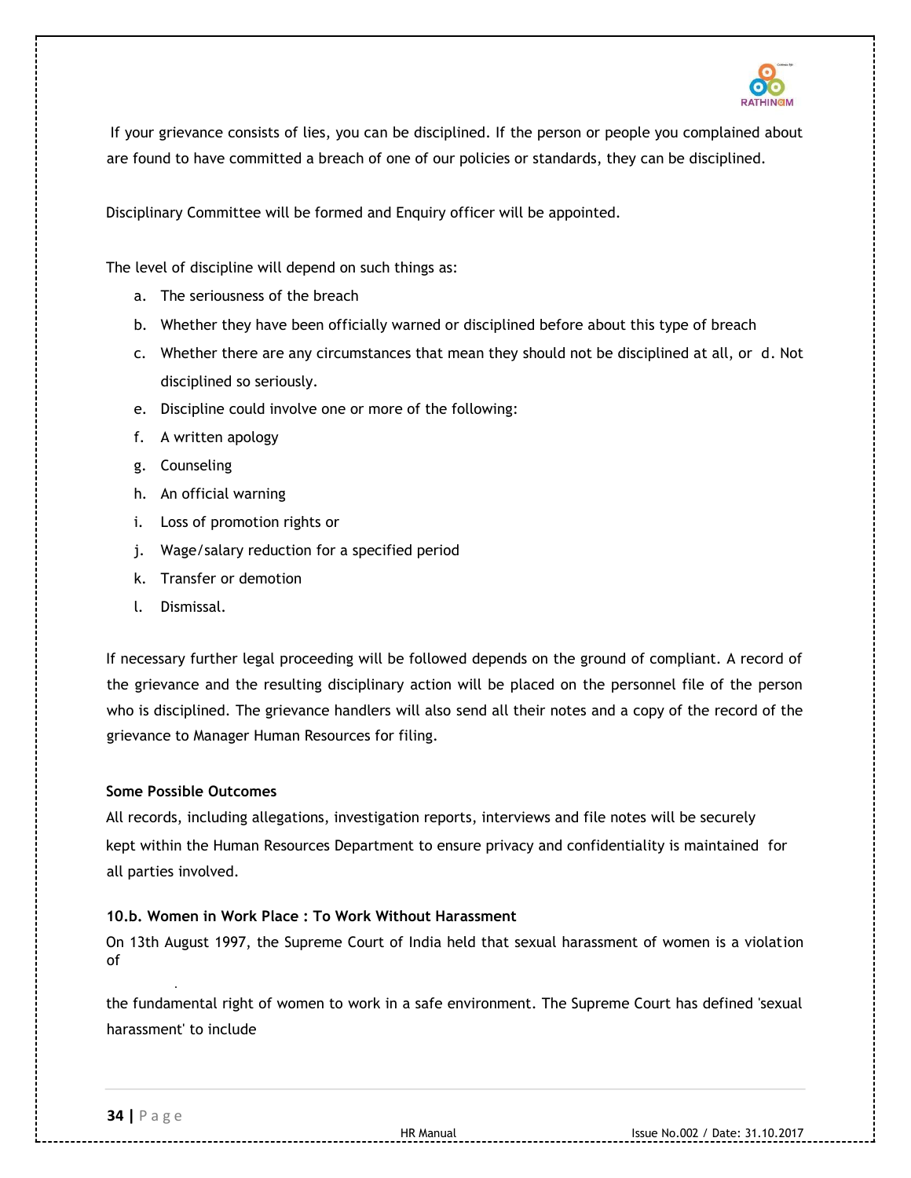If your grievance consists of lies, you can be disciplined. If the person or people you complained about are found to have committed a breach of one of our policies or standards, they can be disciplined.

Disciplinary Committee will be formed and Enquiry officer will be appointed.

The level of discipline will depend on such things as:

a. The seriousness of the breach
b. Whether they have been officially warned or disciplined before about this type of breach
c. Whether there are any circumstances that mean they should not be disciplined at all, or d. Not disciplined so seriously.
e. Discipline could involve one or more of the following:
f. A written apology
g. Counseling
h. An official warning
i. Loss of promotion rights or
j. Wage/salary reduction for a specified period
k. Transfer or demotion
l. Dismissal.

If necessary further legal proceeding will be followed depends on the ground of compliant. A record of the grievance and the resulting disciplinary action will be placed on the personnel file of the person who is disciplined. The grievance handlers will also send all their notes and a copy of the record of the grievance to Manager Human Resources for filing.

**Some Possible Outcomes**

All records, including allegations, investigation reports, interviews and file notes will be securely kept within the Human Resources Department to ensure privacy and confidentiality is maintained for all parties involved.

**10.b. Women in Work Place : To Work Without Harassment**

On 13th August 1997, the Supreme Court of India held that sexual harassment of women is a violation of

the fundamental right of women to work in a safe environment. The Supreme Court has defined 'sexual harassment' to include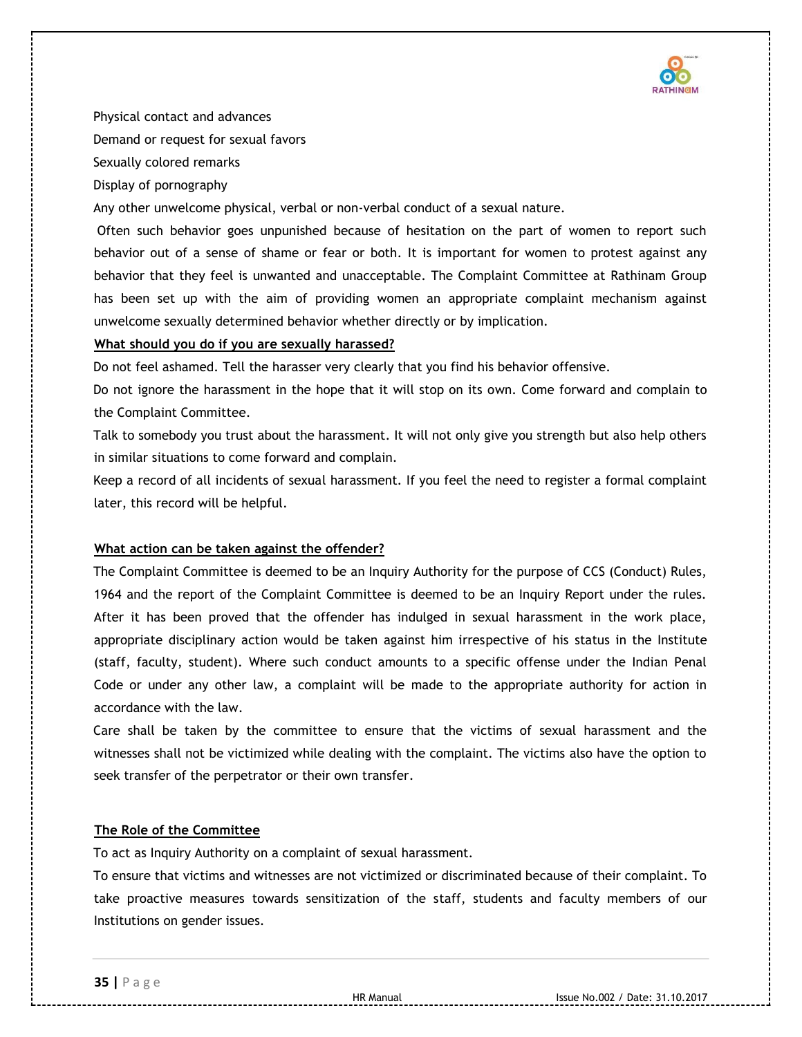Physical contact and advances

Demand or request for sexual favors

Sexually colored remarks

Display of pornography

Any other unwelcome physical, verbal or non-verbal conduct of a sexual nature.

Often such behavior goes unpunished because of hesitation on the part of women to report such behavior out of a sense of shame or fear or both. It is important for women to protest against any behavior that they feel is unwanted and unacceptable. The Complaint Committee at Rathinam Group has been set up with the aim of providing women an appropriate complaint mechanism against unwelcome sexually determined behavior whether directly or by implication.

**What should you do if you are sexually harassed?**

Do not feel ashamed. Tell the harasser very clearly that you find his behavior offensive.

Do not ignore the harassment in the hope that it will stop on its own. Come forward and complain to the Complaint Committee.

Talk to somebody you trust about the harassment. It will not only give you strength but also help others in similar situations to come forward and complain.

Keep a record of all incidents of sexual harassment. If you feel the need to register a formal complaint later, this record will be helpful.

**What action can be taken against the offender?**

The Complaint Committee is deemed to be an Inquiry Authority for the purpose of CCS (Conduct) Rules, 1964 and the report of the Complaint Committee is deemed to be an Inquiry Report under the rules. After it has been proved that the offender has indulged in sexual harassment in the work place, appropriate disciplinary action would be taken against him irrespective of his status in the Institute (staff, faculty, student). Where such conduct amounts to a specific offense under the Indian Penal Code or under any other law, a complaint will be made to the appropriate authority for action in accordance with the law.

Care shall be taken by the committee to ensure that the victims of sexual harassment and the witnesses shall not be victimized while dealing with the complaint. The victims also have the option to seek transfer of the perpetrator or their own transfer.

**The Role of the Committee**

To act as Inquiry Authority on a complaint of sexual harassment.

To ensure that victims and witnesses are not victimized or discriminated because of their complaint. To take proactive measures towards sensitization of the staff, students and faculty members of our Institutions on gender issues.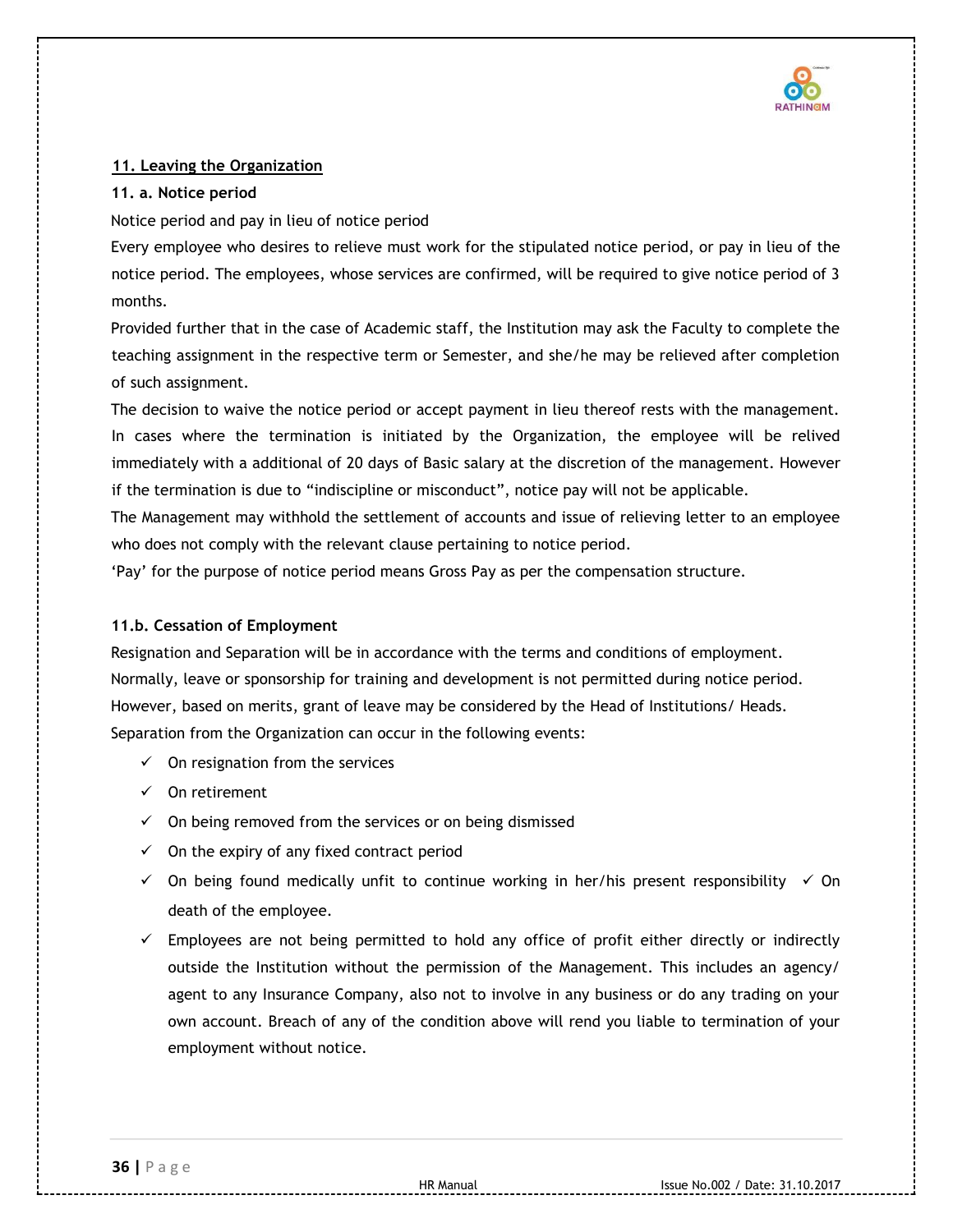## 11. Leaving the Organization

### 11. a. Notice period

Notice period and pay in lieu of notice period

Every employee who desires to relieve must work for the stipulated notice period, or pay in lieu of the notice period. The employees, whose services are confirmed, will be required to give notice period of 3 months.

Provided further that in the case of Academic staff, the Institution may ask the Faculty to complete the teaching assignment in the respective term or Semester, and she/he may be relieved after completion of such assignment.

The decision to waive the notice period or accept payment in lieu thereof rests with the management. In cases where the termination is initiated by the Organization, the employee will be relived immediately with a additional of 20 days of Basic salary at the discretion of the management. However if the termination is due to "indiscipline or misconduct", notice pay will not be applicable.

The Management may withhold the settlement of accounts and issue of relieving letter to an employee who does not comply with the relevant clause pertaining to notice period.

'Pay' for the purpose of notice period means Gross Pay as per the compensation structure.

### 11.b. Cessation of Employment

Resignation and Separation will be in accordance with the terms and conditions of employment.

Normally, leave or sponsorship for training and development is not permitted during notice period.

However, based on merits, grant of leave may be considered by the Head of Institutions/ Heads.

Separation from the Organization can occur in the following events:

- ✓ On resignation from the services
- ✓ On retirement
- ✓ On being removed from the services or on being dismissed
- ✓ On the expiry of any fixed contract period
- ✓ On being found medically unfit to continue working in her/his present responsibility ✓ On death of the employee.
- ✓ Employees are not being permitted to hold any office of profit either directly or indirectly outside the Institution without the permission of the Management. This includes an agency/ agent to any Insurance Company, also not to involve in any business or do any trading on your own account. Breach of any of the condition above will rend you liable to termination of your employment without notice.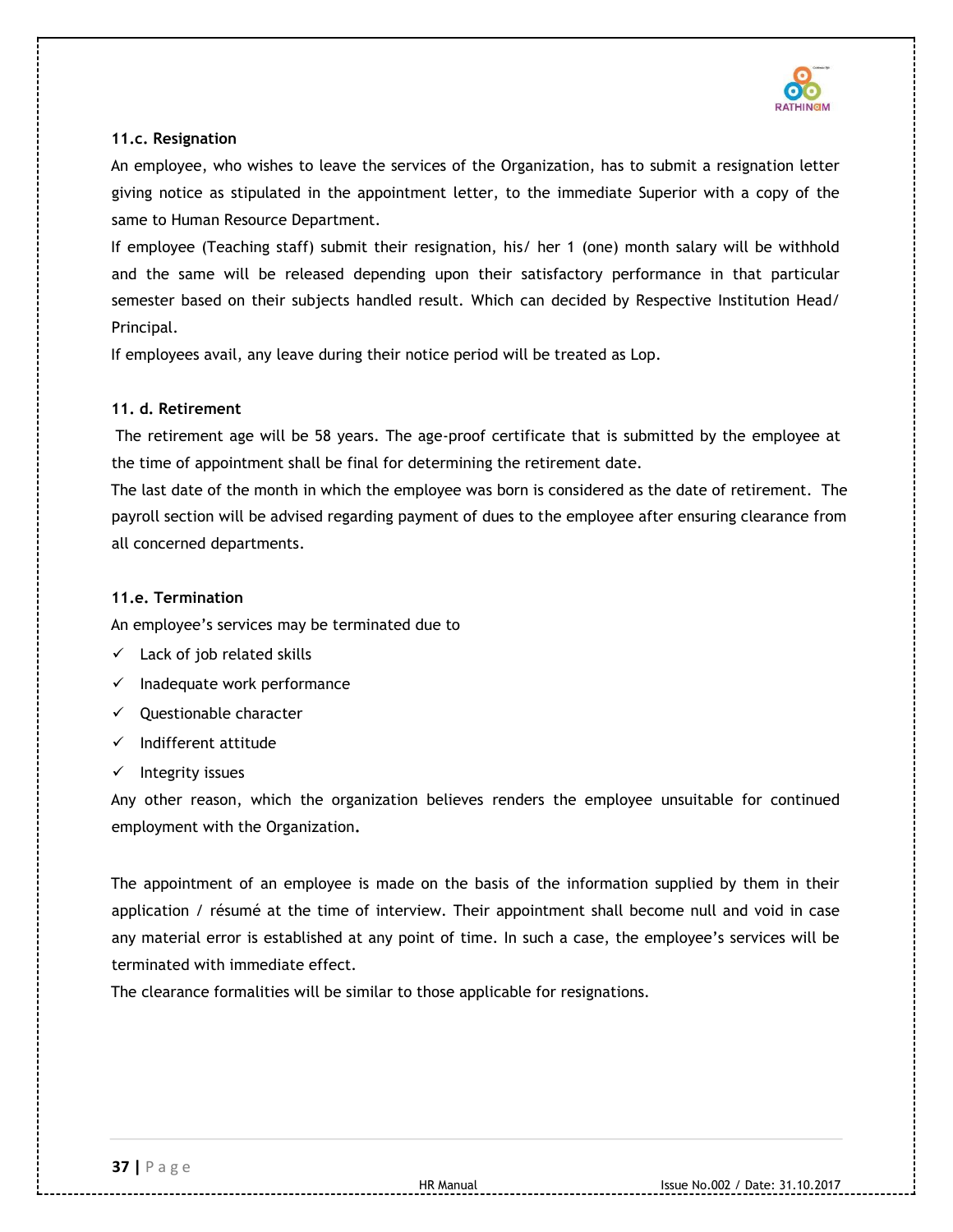### 11.c. Resignation

An employee, who wishes to leave the services of the Organization, has to submit a resignation letter giving notice as stipulated in the appointment letter, to the immediate Superior with a copy of the same to Human Resource Department.

If employee (Teaching staff) submit their resignation, his/ her 1 (one) month salary will be withhold and the same will be released depending upon their satisfactory performance in that particular semester based on their subjects handled result. Which can decided by Respective Institution Head/ Principal.

If employees avail, any leave during their notice period will be treated as Lop.

### 11. d. Retirement

The retirement age will be 58 years. The age-proof certificate that is submitted by the employee at the time of appointment shall be final for determining the retirement date.

The last date of the month in which the employee was born is considered as the date of retirement. The payroll section will be advised regarding payment of dues to the employee after ensuring clearance from all concerned departments.

### 11.e. Termination

An employee's services may be terminated due to

- ✓ Lack of job related skills
- ✓ Inadequate work performance
- ✓ Questionable character
- ✓ Indifferent attitude
- ✓ Integrity issues

Any other reason, which the organization believes renders the employee unsuitable for continued employment with the Organization**.**

The appointment of an employee is made on the basis of the information supplied by them in their application / résumé at the time of interview. Their appointment shall become null and void in case any material error is established at any point of time. In such a case, the employee's services will be terminated with immediate effect.

The clearance formalities will be similar to those applicable for resignations.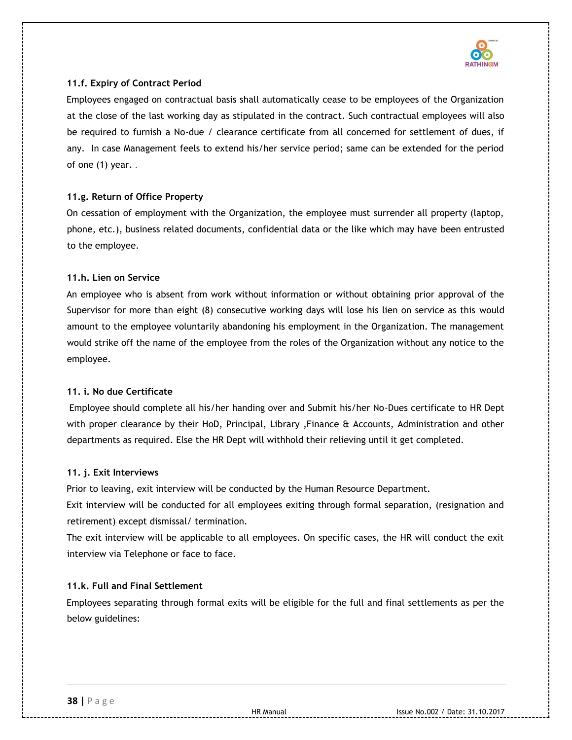### 11.f. Expiry of Contract Period

Employees engaged on contractual basis shall automatically cease to be employees of the Organization at the close of the last working day as stipulated in the contract. Such contractual employees will also be required to furnish a No-due / clearance certificate from all concerned for settlement of dues, if any. In case Management feels to extend his/her service period; same can be extended for the period of one (1) year. .

### 11.g. Return of Office Property

On cessation of employment with the Organization, the employee must surrender all property (laptop, phone, etc.), business related documents, confidential data or the like which may have been entrusted to the employee.

### 11.h. Lien on Service

An employee who is absent from work without information or without obtaining prior approval of the Supervisor for more than eight (8) consecutive working days will lose his lien on service as this would amount to the employee voluntarily abandoning his employment in the Organization. The management would strike off the name of the employee from the roles of the Organization without any notice to the employee.

### 11. i. No due Certificate

Employee should complete all his/her handing over and Submit his/her No-Dues certificate to HR Dept with proper clearance by their HoD, Principal, Library ,Finance & Accounts, Administration and other departments as required. Else the HR Dept will withhold their relieving until it get completed.

### 11. j. Exit Interviews

Prior to leaving, exit interview will be conducted by the Human Resource Department.

Exit interview will be conducted for all employees exiting through formal separation, (resignation and retirement) except dismissal/ termination.

The exit interview will be applicable to all employees. On specific cases, the HR will conduct the exit interview via Telephone or face to face.

### 11.k. Full and Final Settlement

Employees separating through formal exits will be eligible for the full and final settlements as per the below guidelines: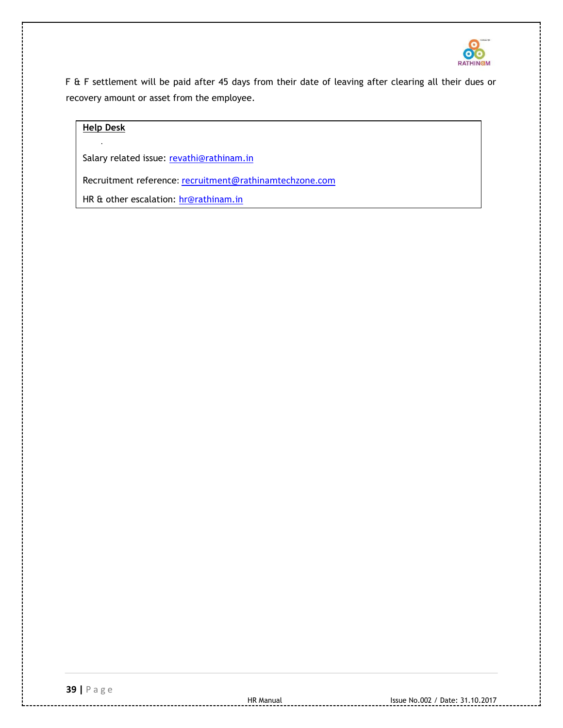F & F settlement will be paid after 45 days from their date of leaving after clearing all their dues or recovery amount or asset from the employee.

**Help Desk**

Salary related issue: revathi@rathinam.in

Recruitment reference: recruitment@rathinamtechzone.com

HR & other escalation: hr@rathinam.in